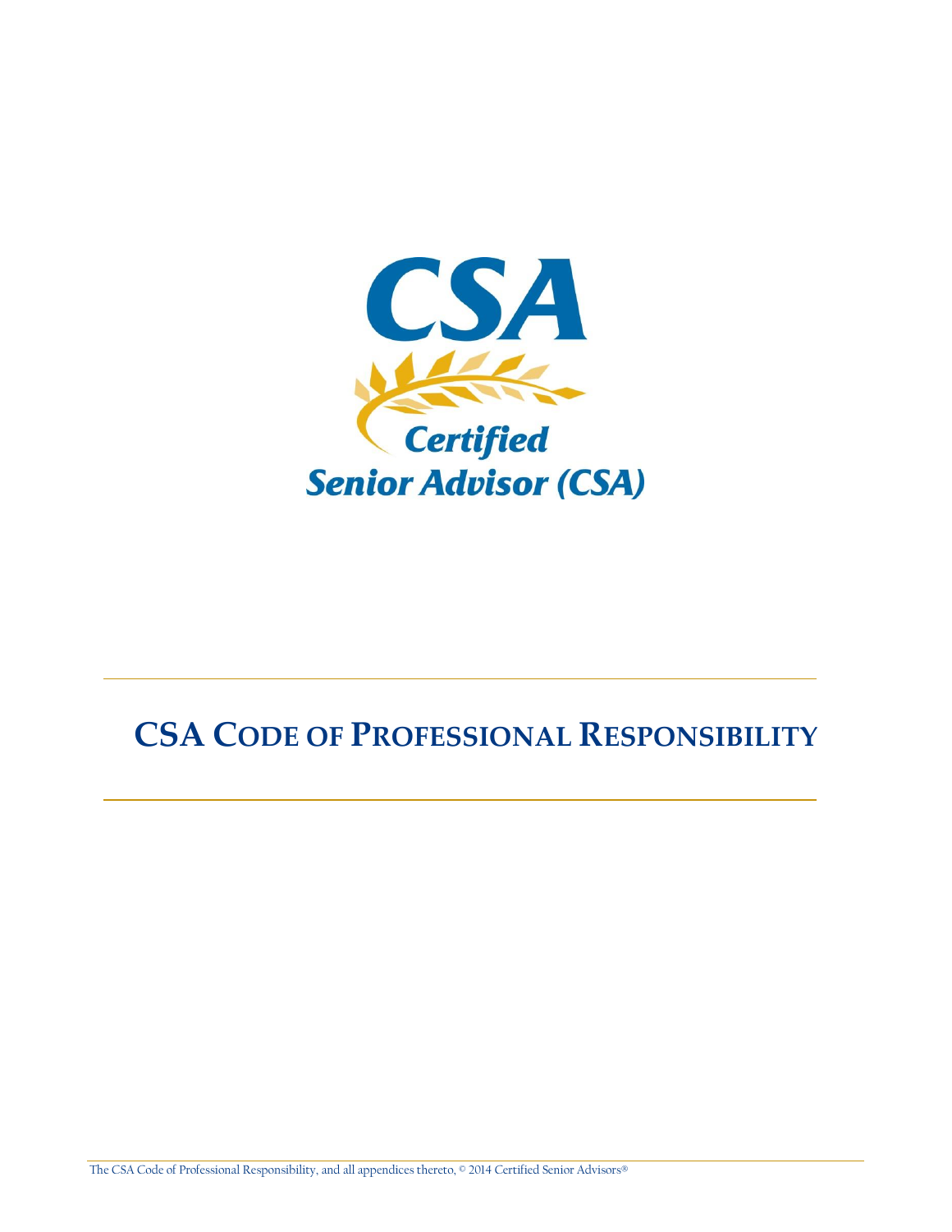# CSA

Certified Senior Advisor (CSA)

# CSA CODE OF PROFESSIONAL RESPONSIBILITY

The CSA Code of Professional Responsibility, and all appendices thereto, © 2014 Certified Senior Advisors®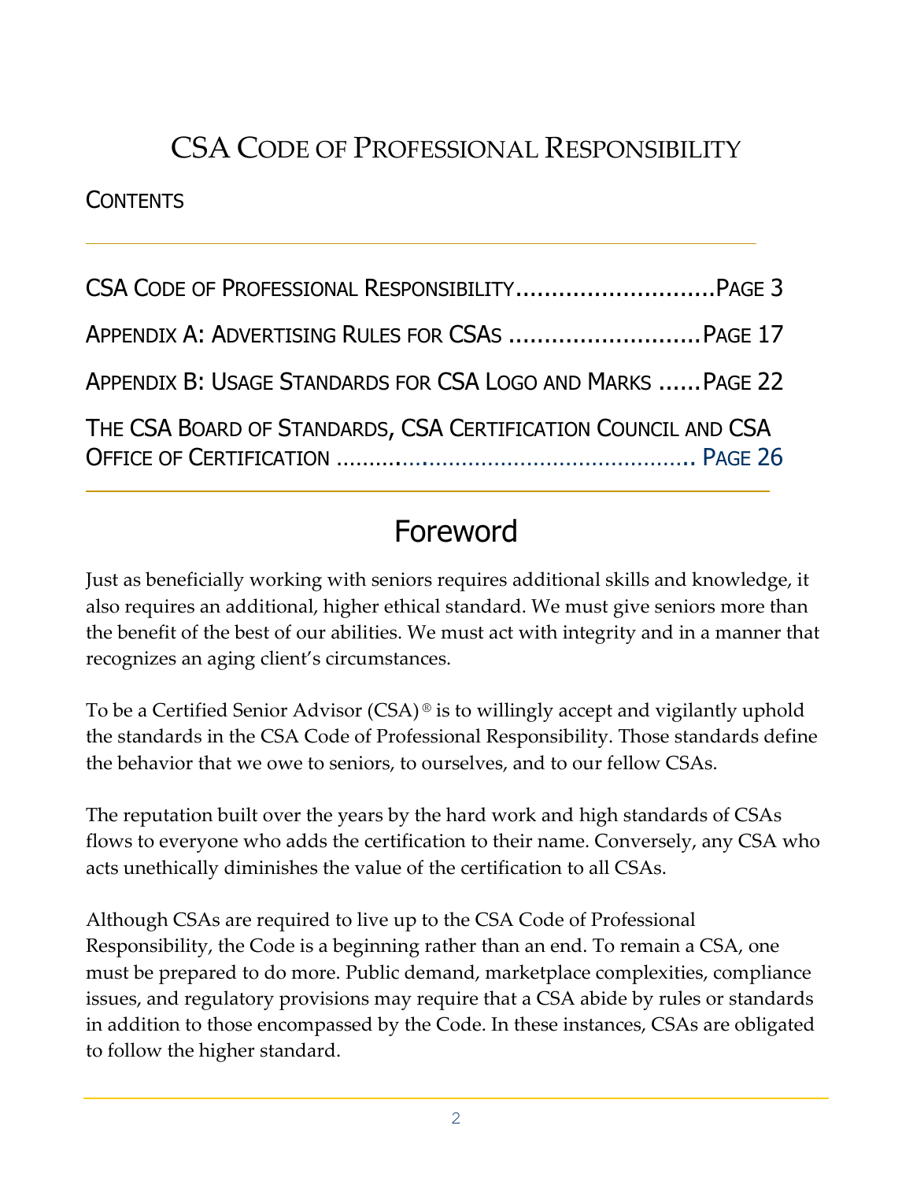# CSA Code of Professional Responsibility

## Contents

CSA Code of Professional Responsibility............................Page 3

Appendix A: Advertising Rules for CSAs ...........................Page 17

Appendix B: Usage Standards for CSA Logo and Marks ......Page 22

The CSA Board of Standards, CSA Certification Council and CSA Office of Certification ............................................................ Page 26

## Foreword

Just as beneficially working with seniors requires additional skills and knowledge, it also requires an additional, higher ethical standard. We must give seniors more than the benefit of the best of our abilities. We must act with integrity and in a manner that recognizes an aging client's circumstances.

To be a Certified Senior Advisor (CSA)® is to willingly accept and vigilantly uphold the standards in the CSA Code of Professional Responsibility. Those standards define the behavior that we owe to seniors, to ourselves, and to our fellow CSAs.

The reputation built over the years by the hard work and high standards of CSAs flows to everyone who adds the certification to their name. Conversely, any CSA who acts unethically diminishes the value of the certification to all CSAs.

Although CSAs are required to live up to the CSA Code of Professional Responsibility, the Code is a beginning rather than an end. To remain a CSA, one must be prepared to do more. Public demand, marketplace complexities, compliance issues, and regulatory provisions may require that a CSA abide by rules or standards in addition to those encompassed by the Code. In these instances, CSAs are obligated to follow the higher standard.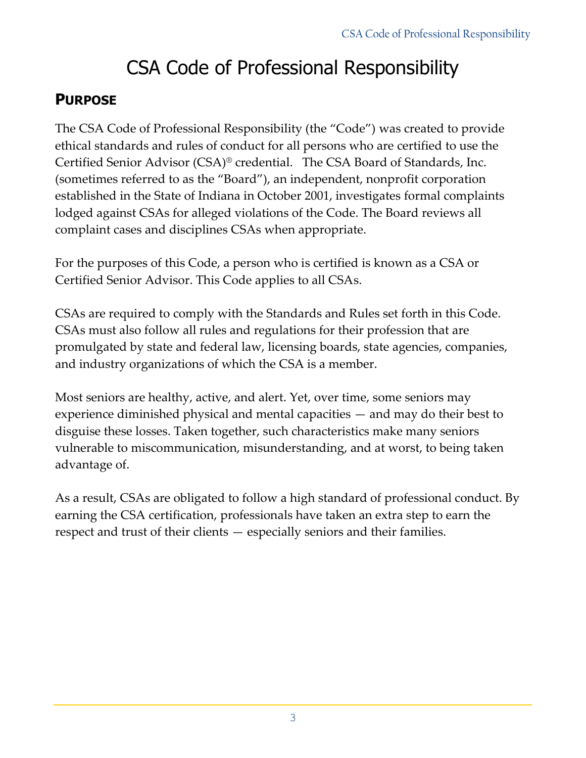# CSA Code of Professional Responsibility

## PURPOSE

The CSA Code of Professional Responsibility (the "Code") was created to provide ethical standards and rules of conduct for all persons who are certified to use the Certified Senior Advisor (CSA)® credential. The CSA Board of Standards, Inc. (sometimes referred to as the "Board"), an independent, nonprofit corporation established in the State of Indiana in October 2001, investigates formal complaints lodged against CSAs for alleged violations of the Code. The Board reviews all complaint cases and disciplines CSAs when appropriate.

For the purposes of this Code, a person who is certified is known as a CSA or Certified Senior Advisor. This Code applies to all CSAs.

CSAs are required to comply with the Standards and Rules set forth in this Code. CSAs must also follow all rules and regulations for their profession that are promulgated by state and federal law, licensing boards, state agencies, companies, and industry organizations of which the CSA is a member.

Most seniors are healthy, active, and alert. Yet, over time, some seniors may experience diminished physical and mental capacities — and may do their best to disguise these losses. Taken together, such characteristics make many seniors vulnerable to miscommunication, misunderstanding, and at worst, to being taken advantage of.

As a result, CSAs are obligated to follow a high standard of professional conduct. By earning the CSA certification, professionals have taken an extra step to earn the respect and trust of their clients — especially seniors and their families.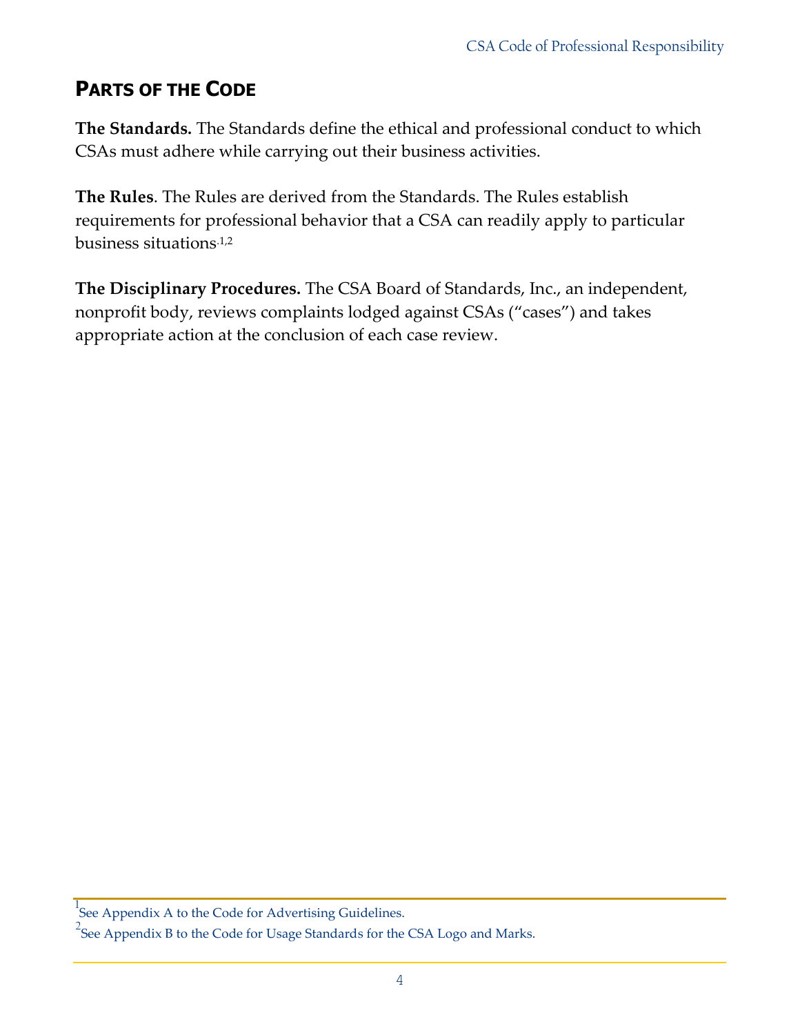## Parts of the Code

**The Standards.** The Standards define the ethical and professional conduct to which CSAs must adhere while carrying out their business activities.

**The Rules**. The Rules are derived from the Standards. The Rules establish requirements for professional behavior that a CSA can readily apply to particular business situations.[1,2]

**The Disciplinary Procedures.** The CSA Board of Standards, Inc., an independent, nonprofit body, reviews complaints lodged against CSAs ("cases") and takes appropriate action at the conclusion of each case review.

---

[1] See Appendix A to the Code for Advertising Guidelines.

[2] See Appendix B to the Code for Usage Standards for the CSA Logo and Marks.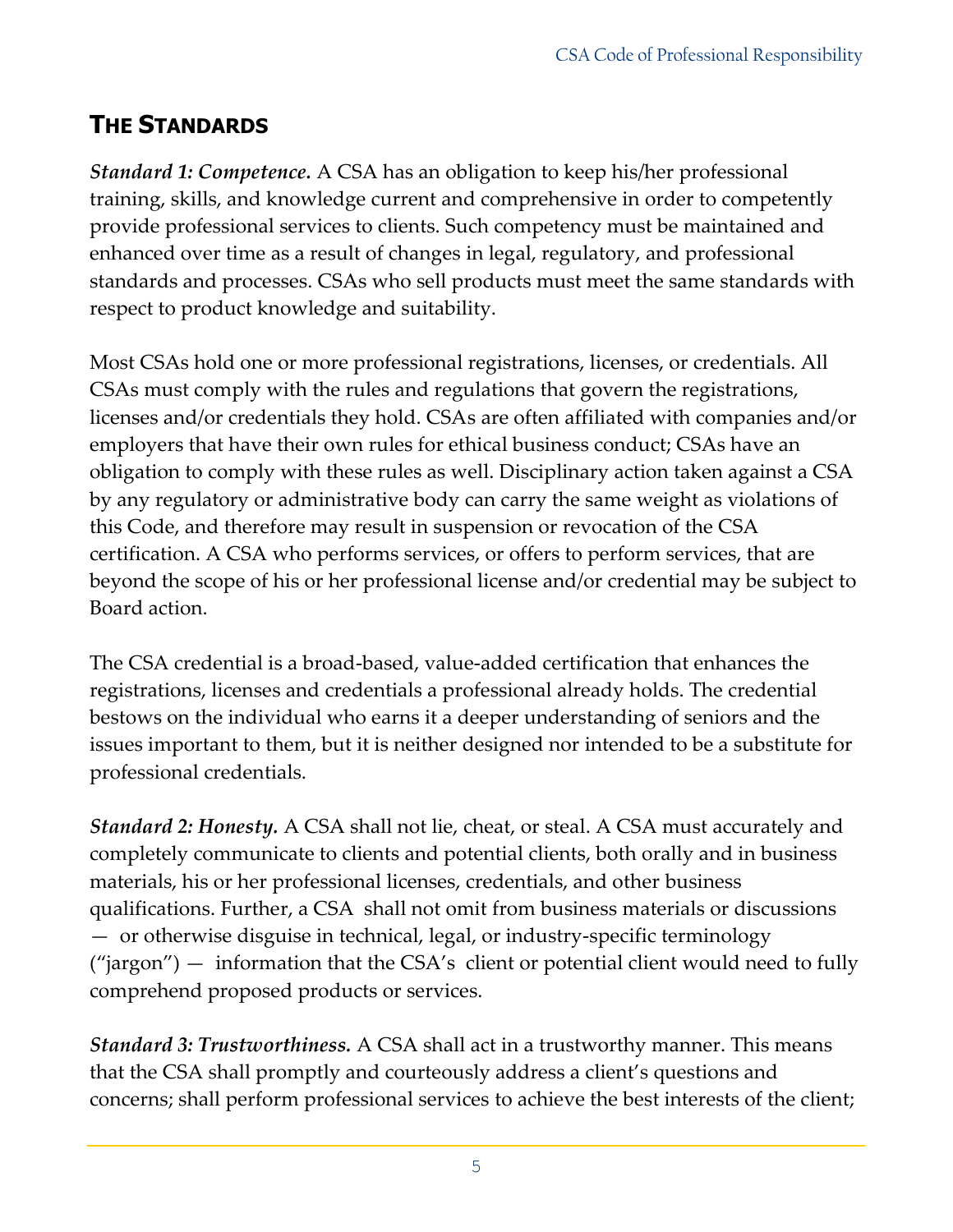## THE STANDARDS

***Standard 1: Competence.*** A CSA has an obligation to keep his/her professional training, skills, and knowledge current and comprehensive in order to competently provide professional services to clients. Such competency must be maintained and enhanced over time as a result of changes in legal, regulatory, and professional standards and processes. CSAs who sell products must meet the same standards with respect to product knowledge and suitability.

Most CSAs hold one or more professional registrations, licenses, or credentials. All CSAs must comply with the rules and regulations that govern the registrations, licenses and/or credentials they hold. CSAs are often affiliated with companies and/or employers that have their own rules for ethical business conduct; CSAs have an obligation to comply with these rules as well. Disciplinary action taken against a CSA by any regulatory or administrative body can carry the same weight as violations of this Code, and therefore may result in suspension or revocation of the CSA certification. A CSA who performs services, or offers to perform services, that are beyond the scope of his or her professional license and/or credential may be subject to Board action.

The CSA credential is a broad-based, value-added certification that enhances the registrations, licenses and credentials a professional already holds. The credential bestows on the individual who earns it a deeper understanding of seniors and the issues important to them, but it is neither designed nor intended to be a substitute for professional credentials.

***Standard 2: Honesty.*** A CSA shall not lie, cheat, or steal. A CSA must accurately and completely communicate to clients and potential clients, both orally and in business materials, his or her professional licenses, credentials, and other business qualifications. Further, a CSA shall not omit from business materials or discussions — or otherwise disguise in technical, legal, or industry-specific terminology ("jargon") — information that the CSA's client or potential client would need to fully comprehend proposed products or services.

***Standard 3: Trustworthiness.*** A CSA shall act in a trustworthy manner. This means that the CSA shall promptly and courteously address a client's questions and concerns; shall perform professional services to achieve the best interests of the client;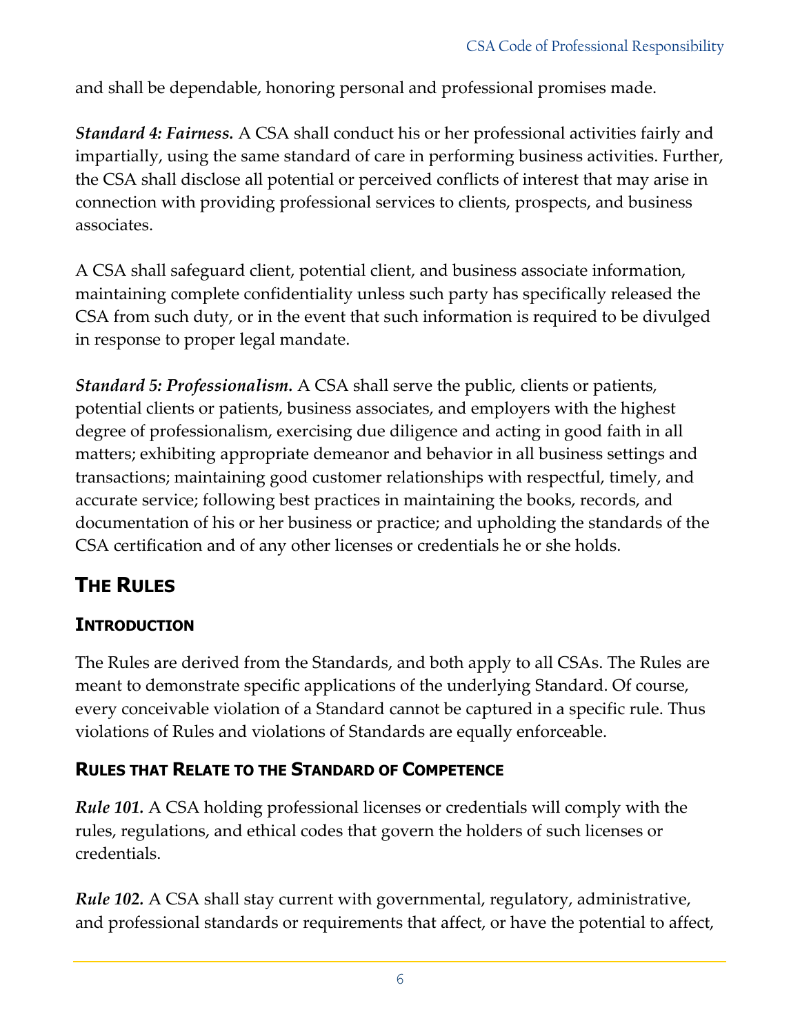and shall be dependable, honoring personal and professional promises made.

***Standard 4: Fairness.*** A CSA shall conduct his or her professional activities fairly and impartially, using the same standard of care in performing business activities. Further, the CSA shall disclose all potential or perceived conflicts of interest that may arise in connection with providing professional services to clients, prospects, and business associates.

A CSA shall safeguard client, potential client, and business associate information, maintaining complete confidentiality unless such party has specifically released the CSA from such duty, or in the event that such information is required to be divulged in response to proper legal mandate.

***Standard 5: Professionalism.*** A CSA shall serve the public, clients or patients, potential clients or patients, business associates, and employers with the highest degree of professionalism, exercising due diligence and acting in good faith in all matters; exhibiting appropriate demeanor and behavior in all business settings and transactions; maintaining good customer relationships with respectful, timely, and accurate service; following best practices in maintaining the books, records, and documentation of his or her business or practice; and upholding the standards of the CSA certification and of any other licenses or credentials he or she holds.

## THE RULES

### INTRODUCTION

The Rules are derived from the Standards, and both apply to all CSAs. The Rules are meant to demonstrate specific applications of the underlying Standard. Of course, every conceivable violation of a Standard cannot be captured in a specific rule. Thus violations of Rules and violations of Standards are equally enforceable.

### RULES THAT RELATE TO THE STANDARD OF COMPETENCE

***Rule 101.*** A CSA holding professional licenses or credentials will comply with the rules, regulations, and ethical codes that govern the holders of such licenses or credentials.

***Rule 102.*** A CSA shall stay current with governmental, regulatory, administrative, and professional standards or requirements that affect, or have the potential to affect,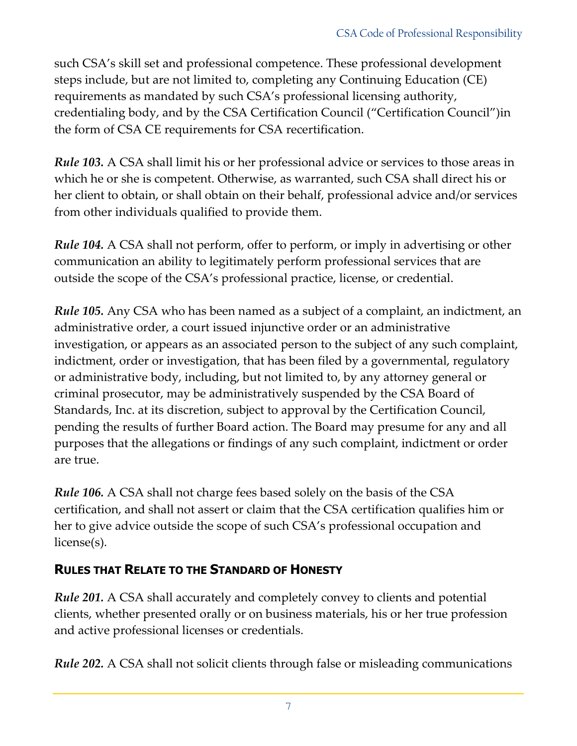such CSA's skill set and professional competence. These professional development steps include, but are not limited to, completing any Continuing Education (CE) requirements as mandated by such CSA's professional licensing authority, credentialing body, and by the CSA Certification Council ("Certification Council")in the form of CSA CE requirements for CSA recertification.

***Rule 103.*** A CSA shall limit his or her professional advice or services to those areas in which he or she is competent. Otherwise, as warranted, such CSA shall direct his or her client to obtain, or shall obtain on their behalf, professional advice and/or services from other individuals qualified to provide them.

***Rule 104.*** A CSA shall not perform, offer to perform, or imply in advertising or other communication an ability to legitimately perform professional services that are outside the scope of the CSA's professional practice, license, or credential.

***Rule 105.*** Any CSA who has been named as a subject of a complaint, an indictment, an administrative order, a court issued injunctive order or an administrative investigation, or appears as an associated person to the subject of any such complaint, indictment, order or investigation, that has been filed by a governmental, regulatory or administrative body, including, but not limited to, by any attorney general or criminal prosecutor, may be administratively suspended by the CSA Board of Standards, Inc. at its discretion, subject to approval by the Certification Council, pending the results of further Board action. The Board may presume for any and all purposes that the allegations or findings of any such complaint, indictment or order are true.

***Rule 106.*** A CSA shall not charge fees based solely on the basis of the CSA certification, and shall not assert or claim that the CSA certification qualifies him or her to give advice outside the scope of such CSA's professional occupation and license(s).

## RULES THAT RELATE TO THE STANDARD OF HONESTY

***Rule 201.*** A CSA shall accurately and completely convey to clients and potential clients, whether presented orally or on business materials, his or her true profession and active professional licenses or credentials.

*Rule 202.* A CSA shall not solicit clients through false or misleading communications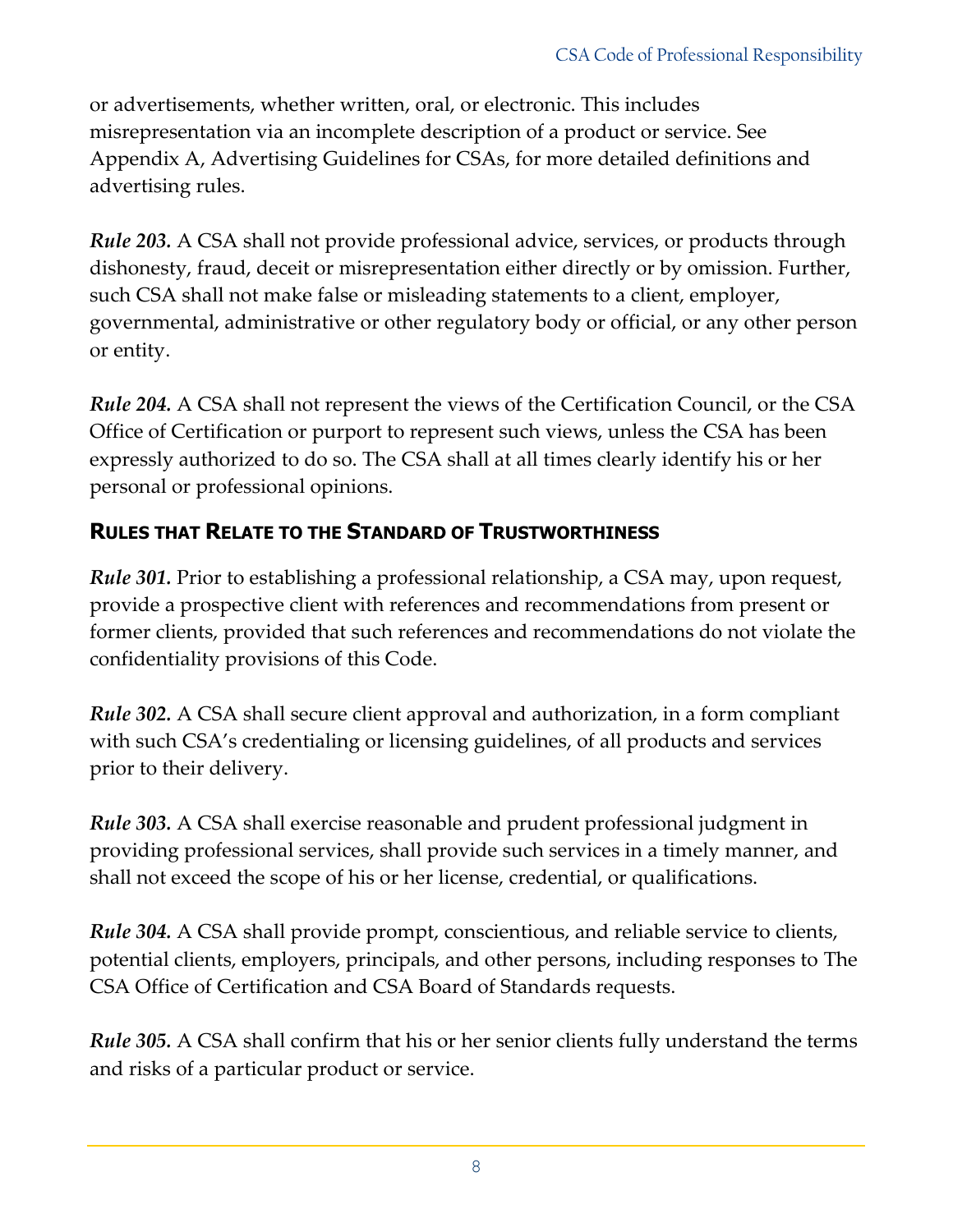or advertisements, whether written, oral, or electronic. This includes misrepresentation via an incomplete description of a product or service. See Appendix A, Advertising Guidelines for CSAs, for more detailed definitions and advertising rules.

***Rule 203.*** A CSA shall not provide professional advice, services, or products through dishonesty, fraud, deceit or misrepresentation either directly or by omission. Further, such CSA shall not make false or misleading statements to a client, employer, governmental, administrative or other regulatory body or official, or any other person or entity.

***Rule 204.*** A CSA shall not represent the views of the Certification Council, or the CSA Office of Certification or purport to represent such views, unless the CSA has been expressly authorized to do so. The CSA shall at all times clearly identify his or her personal or professional opinions.

## RULES THAT RELATE TO THE STANDARD OF TRUSTWORTHINESS

***Rule 301.*** Prior to establishing a professional relationship, a CSA may, upon request, provide a prospective client with references and recommendations from present or former clients, provided that such references and recommendations do not violate the confidentiality provisions of this Code.

***Rule 302.*** A CSA shall secure client approval and authorization, in a form compliant with such CSA's credentialing or licensing guidelines, of all products and services prior to their delivery.

***Rule 303.*** A CSA shall exercise reasonable and prudent professional judgment in providing professional services, shall provide such services in a timely manner, and shall not exceed the scope of his or her license, credential, or qualifications.

***Rule 304.*** A CSA shall provide prompt, conscientious, and reliable service to clients, potential clients, employers, principals, and other persons, including responses to The CSA Office of Certification and CSA Board of Standards requests.

***Rule 305.*** A CSA shall confirm that his or her senior clients fully understand the terms and risks of a particular product or service.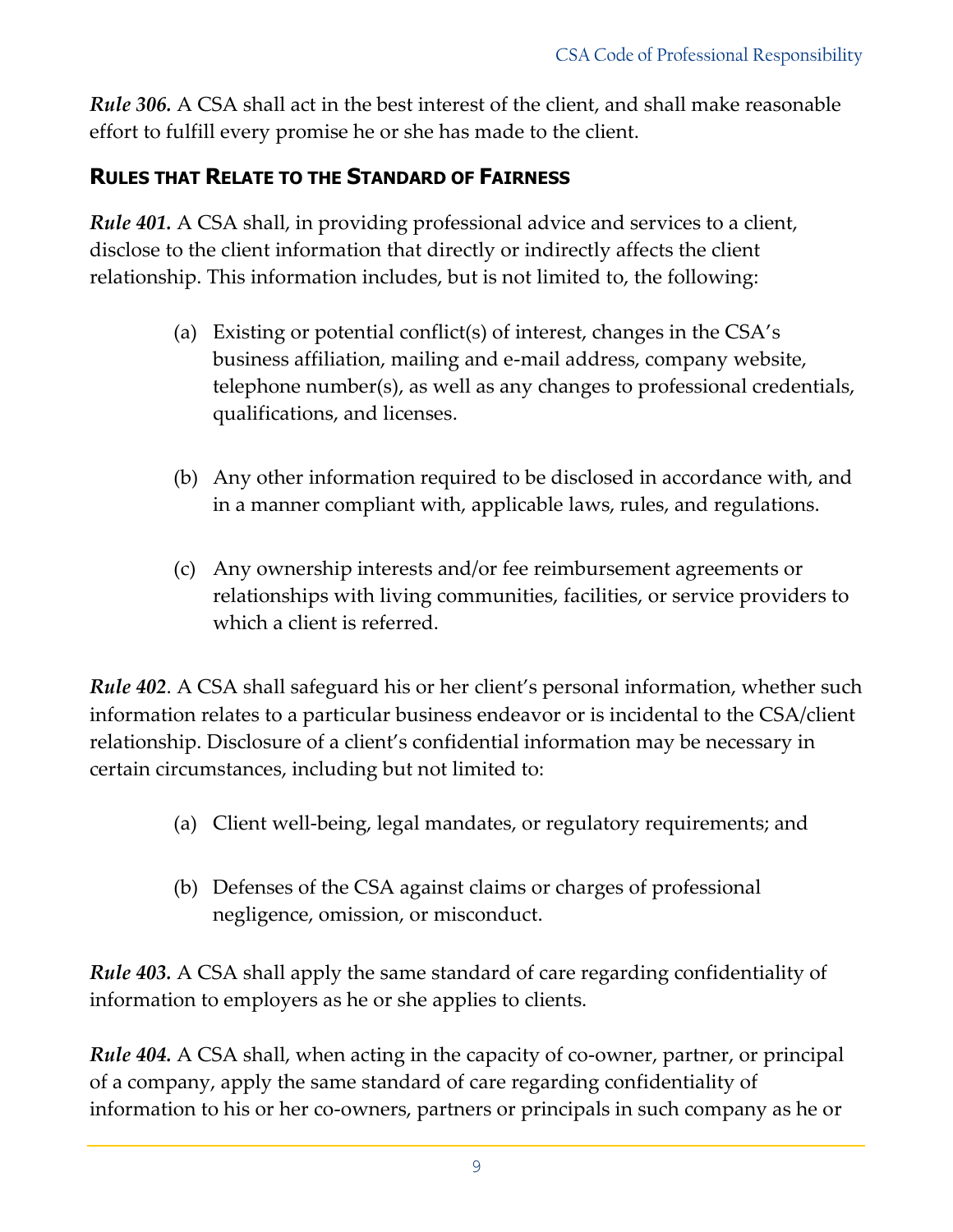***Rule 306.*** A CSA shall act in the best interest of the client, and shall make reasonable effort to fulfill every promise he or she has made to the client.

## RULES THAT RELATE TO THE STANDARD OF FAIRNESS

***Rule 401.*** A CSA shall, in providing professional advice and services to a client, disclose to the client information that directly or indirectly affects the client relationship. This information includes, but is not limited to, the following:

(a) Existing or potential conflict(s) of interest, changes in the CSA's business affiliation, mailing and e-mail address, company website, telephone number(s), as well as any changes to professional credentials, qualifications, and licenses.

(b) Any other information required to be disclosed in accordance with, and in a manner compliant with, applicable laws, rules, and regulations.

(c) Any ownership interests and/or fee reimbursement agreements or relationships with living communities, facilities, or service providers to which a client is referred.

***Rule 402***. A CSA shall safeguard his or her client's personal information, whether such information relates to a particular business endeavor or is incidental to the CSA/client relationship. Disclosure of a client's confidential information may be necessary in certain circumstances, including but not limited to:

(a) Client well-being, legal mandates, or regulatory requirements; and

(b) Defenses of the CSA against claims or charges of professional negligence, omission, or misconduct.

***Rule 403.*** A CSA shall apply the same standard of care regarding confidentiality of information to employers as he or she applies to clients.

***Rule 404.*** A CSA shall, when acting in the capacity of co-owner, partner, or principal of a company, apply the same standard of care regarding confidentiality of information to his or her co-owners, partners or principals in such company as he or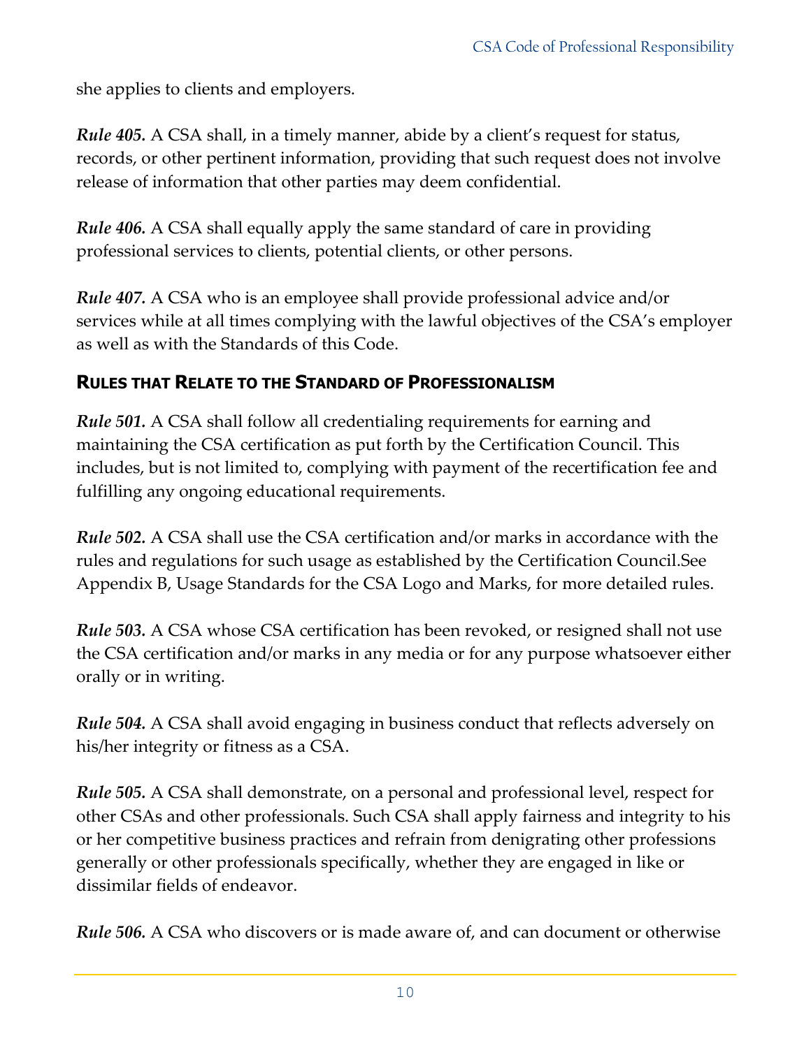she applies to clients and employers.

***Rule 405.*** A CSA shall, in a timely manner, abide by a client's request for status, records, or other pertinent information, providing that such request does not involve release of information that other parties may deem confidential.

***Rule 406.*** A CSA shall equally apply the same standard of care in providing professional services to clients, potential clients, or other persons.

***Rule 407.*** A CSA who is an employee shall provide professional advice and/or services while at all times complying with the lawful objectives of the CSA's employer as well as with the Standards of this Code.

## RULES THAT RELATE TO THE STANDARD OF PROFESSIONALISM

***Rule 501.*** A CSA shall follow all credentialing requirements for earning and maintaining the CSA certification as put forth by the Certification Council. This includes, but is not limited to, complying with payment of the recertification fee and fulfilling any ongoing educational requirements.

***Rule 502.*** A CSA shall use the CSA certification and/or marks in accordance with the rules and regulations for such usage as established by the Certification Council.See Appendix B, Usage Standards for the CSA Logo and Marks, for more detailed rules.

***Rule 503.*** A CSA whose CSA certification has been revoked, or resigned shall not use the CSA certification and/or marks in any media or for any purpose whatsoever either orally or in writing.

***Rule 504.*** A CSA shall avoid engaging in business conduct that reflects adversely on his/her integrity or fitness as a CSA.

***Rule 505.*** A CSA shall demonstrate, on a personal and professional level, respect for other CSAs and other professionals. Such CSA shall apply fairness and integrity to his or her competitive business practices and refrain from denigrating other professions generally or other professionals specifically, whether they are engaged in like or dissimilar fields of endeavor.

***Rule 506.*** A CSA who discovers or is made aware of, and can document or otherwise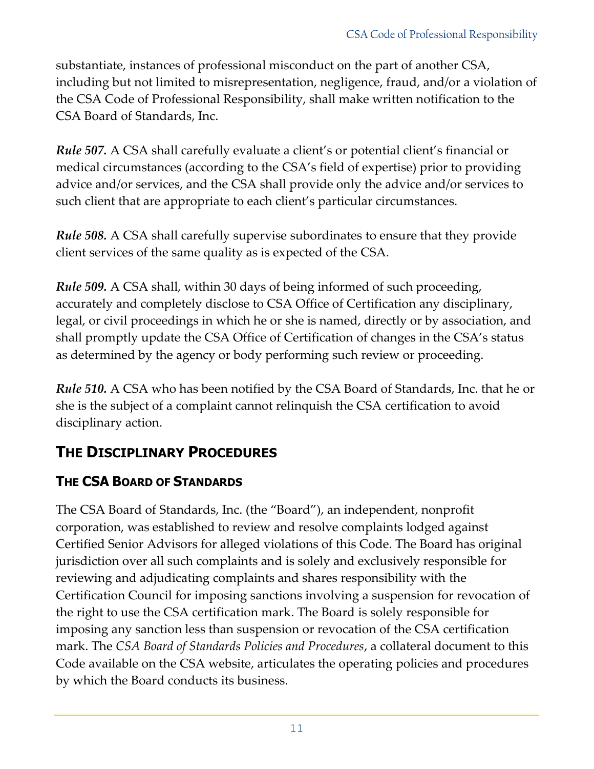substantiate, instances of professional misconduct on the part of another CSA, including but not limited to misrepresentation, negligence, fraud, and/or a violation of the CSA Code of Professional Responsibility, shall make written notification to the CSA Board of Standards, Inc.

***Rule 507.*** A CSA shall carefully evaluate a client's or potential client's financial or medical circumstances (according to the CSA's field of expertise) prior to providing advice and/or services, and the CSA shall provide only the advice and/or services to such client that are appropriate to each client's particular circumstances.

***Rule 508.*** A CSA shall carefully supervise subordinates to ensure that they provide client services of the same quality as is expected of the CSA.

***Rule 509.*** A CSA shall, within 30 days of being informed of such proceeding, accurately and completely disclose to CSA Office of Certification any disciplinary, legal, or civil proceedings in which he or she is named, directly or by association, and shall promptly update the CSA Office of Certification of changes in the CSA's status as determined by the agency or body performing such review or proceeding.

***Rule 510.*** A CSA who has been notified by the CSA Board of Standards, Inc. that he or she is the subject of a complaint cannot relinquish the CSA certification to avoid disciplinary action.

## The Disciplinary Procedures

### The CSA Board of Standards

The CSA Board of Standards, Inc. (the "Board"), an independent, nonprofit corporation, was established to review and resolve complaints lodged against Certified Senior Advisors for alleged violations of this Code. The Board has original jurisdiction over all such complaints and is solely and exclusively responsible for reviewing and adjudicating complaints and shares responsibility with the Certification Council for imposing sanctions involving a suspension for revocation of the right to use the CSA certification mark. The Board is solely responsible for imposing any sanction less than suspension or revocation of the CSA certification mark. The *CSA Board of Standards Policies and Procedures*, a collateral document to this Code available on the CSA website, articulates the operating policies and procedures by which the Board conducts its business.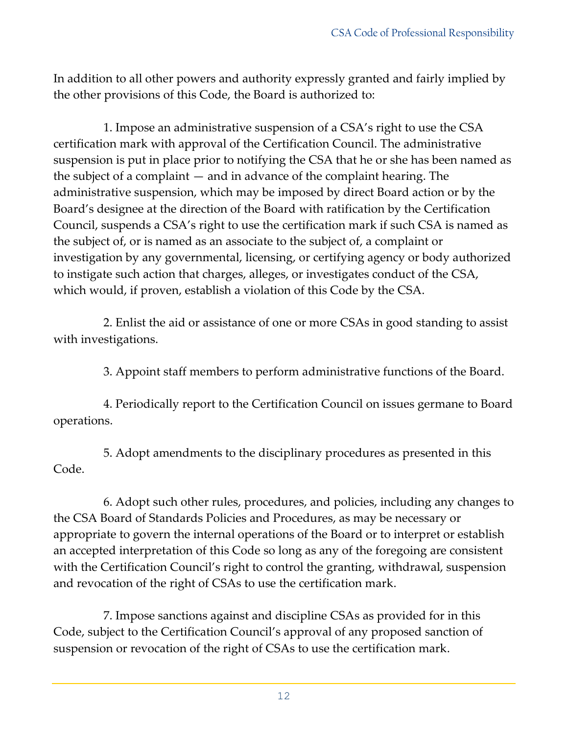In addition to all other powers and authority expressly granted and fairly implied by the other provisions of this Code, the Board is authorized to:

1. Impose an administrative suspension of a CSA's right to use the CSA certification mark with approval of the Certification Council. The administrative suspension is put in place prior to notifying the CSA that he or she has been named as the subject of a complaint — and in advance of the complaint hearing. The administrative suspension, which may be imposed by direct Board action or by the Board's designee at the direction of the Board with ratification by the Certification Council, suspends a CSA's right to use the certification mark if such CSA is named as the subject of, or is named as an associate to the subject of, a complaint or investigation by any governmental, licensing, or certifying agency or body authorized to instigate such action that charges, alleges, or investigates conduct of the CSA, which would, if proven, establish a violation of this Code by the CSA.

2. Enlist the aid or assistance of one or more CSAs in good standing to assist with investigations.

3. Appoint staff members to perform administrative functions of the Board.

4. Periodically report to the Certification Council on issues germane to Board operations.

5. Adopt amendments to the disciplinary procedures as presented in this Code.

6. Adopt such other rules, procedures, and policies, including any changes to the CSA Board of Standards Policies and Procedures, as may be necessary or appropriate to govern the internal operations of the Board or to interpret or establish an accepted interpretation of this Code so long as any of the foregoing are consistent with the Certification Council's right to control the granting, withdrawal, suspension and revocation of the right of CSAs to use the certification mark.

7. Impose sanctions against and discipline CSAs as provided for in this Code, subject to the Certification Council's approval of any proposed sanction of suspension or revocation of the right of CSAs to use the certification mark.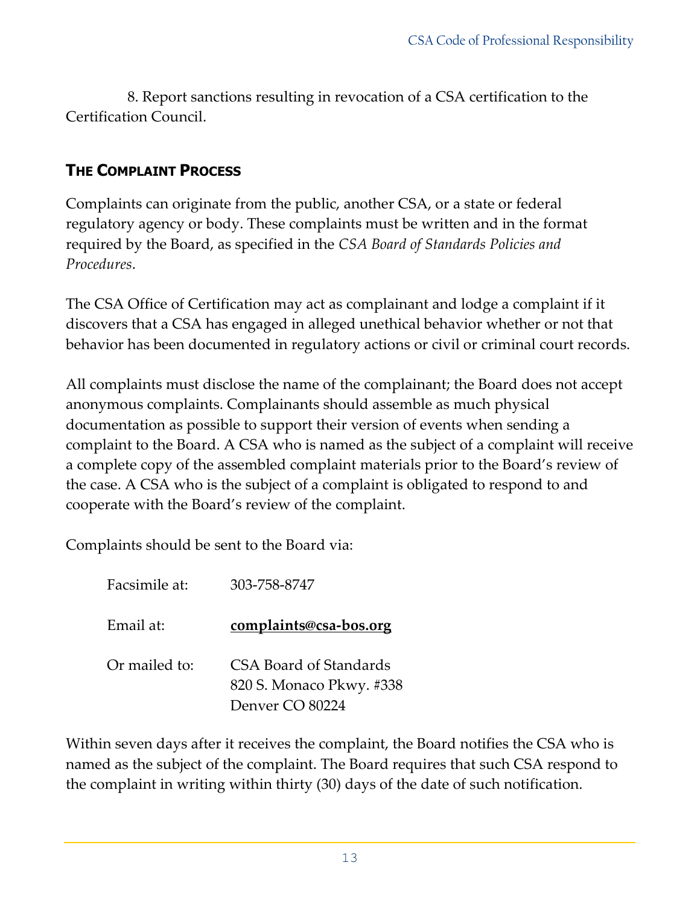8. Report sanctions resulting in revocation of a CSA certification to the Certification Council.

## THE COMPLAINT PROCESS

Complaints can originate from the public, another CSA, or a state or federal regulatory agency or body. These complaints must be written and in the format required by the Board, as specified in the *CSA Board of Standards Policies and Procedures*.

The CSA Office of Certification may act as complainant and lodge a complaint if it discovers that a CSA has engaged in alleged unethical behavior whether or not that behavior has been documented in regulatory actions or civil or criminal court records.

All complaints must disclose the name of the complainant; the Board does not accept anonymous complaints. Complainants should assemble as much physical documentation as possible to support their version of events when sending a complaint to the Board. A CSA who is named as the subject of a complaint will receive a complete copy of the assembled complaint materials prior to the Board's review of the case. A CSA who is the subject of a complaint is obligated to respond to and cooperate with the Board's review of the complaint.

Complaints should be sent to the Board via:

Facsimile at: 303-758-8747

Email at: **complaints@csa-bos.org**

Or mailed to: CSA Board of Standards
820 S. Monaco Pkwy. #338
Denver CO 80224

Within seven days after it receives the complaint, the Board notifies the CSA who is named as the subject of the complaint. The Board requires that such CSA respond to the complaint in writing within thirty (30) days of the date of such notification.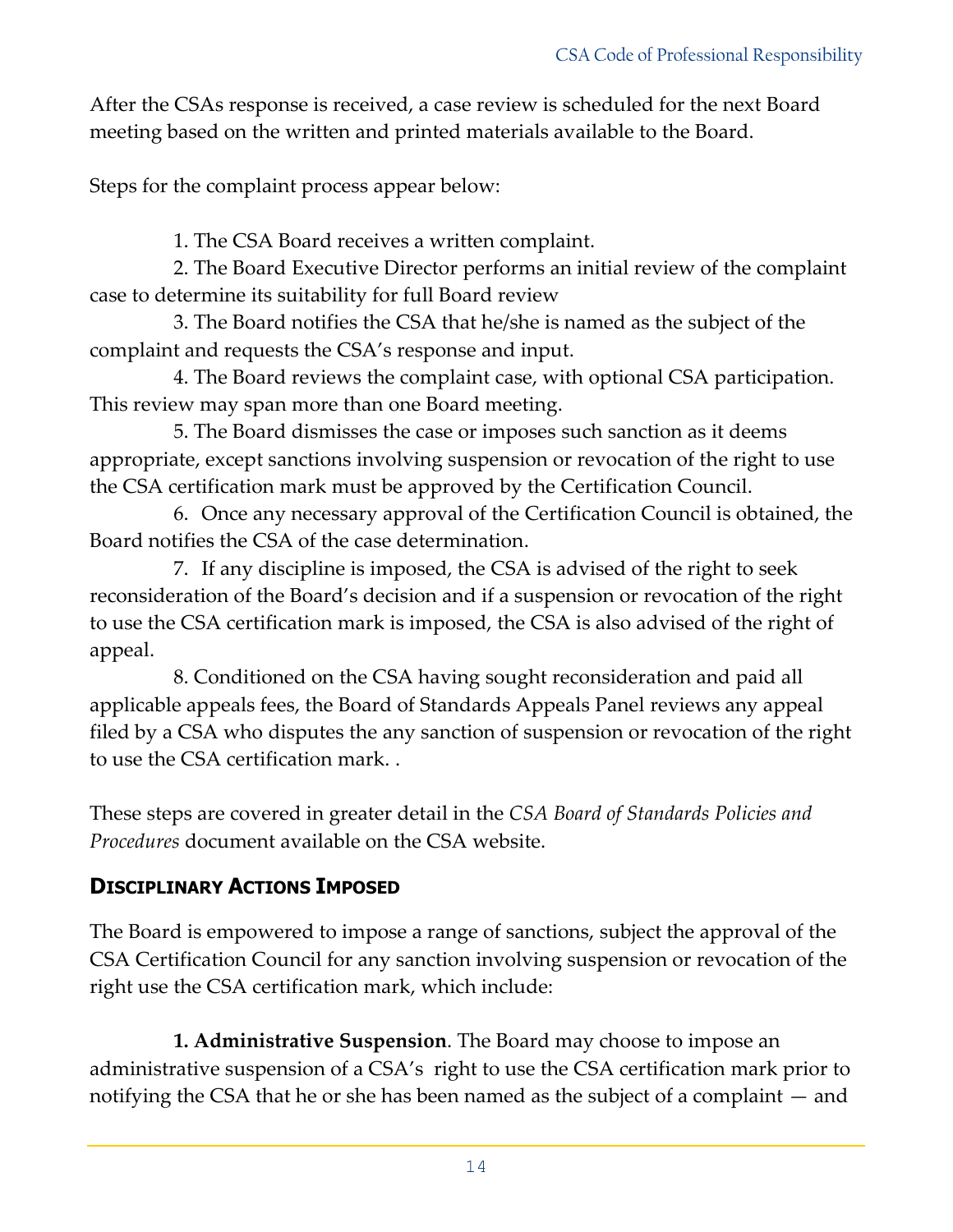After the CSAs response is received, a case review is scheduled for the next Board meeting based on the written and printed materials available to the Board.

Steps for the complaint process appear below:

1. The CSA Board receives a written complaint.
2. The Board Executive Director performs an initial review of the complaint case to determine its suitability for full Board review
3. The Board notifies the CSA that he/she is named as the subject of the complaint and requests the CSA's response and input.
4. The Board reviews the complaint case, with optional CSA participation. This review may span more than one Board meeting.
5. The Board dismisses the case or imposes such sanction as it deems appropriate, except sanctions involving suspension or revocation of the right to use the CSA certification mark must be approved by the Certification Council.
6. Once any necessary approval of the Certification Council is obtained, the Board notifies the CSA of the case determination.
7. If any discipline is imposed, the CSA is advised of the right to seek reconsideration of the Board's decision and if a suspension or revocation of the right to use the CSA certification mark is imposed, the CSA is also advised of the right of appeal.
8. Conditioned on the CSA having sought reconsideration and paid all applicable appeals fees, the Board of Standards Appeals Panel reviews any appeal filed by a CSA who disputes the any sanction of suspension or revocation of the right to use the CSA certification mark. .

These steps are covered in greater detail in the *CSA Board of Standards Policies and Procedures* document available on the CSA website.

## Disciplinary Actions Imposed

The Board is empowered to impose a range of sanctions, subject the approval of the CSA Certification Council for any sanction involving suspension or revocation of the right use the CSA certification mark, which include:

**1. Administrative Suspension**. The Board may choose to impose an administrative suspension of a CSA's right to use the CSA certification mark prior to notifying the CSA that he or she has been named as the subject of a complaint — and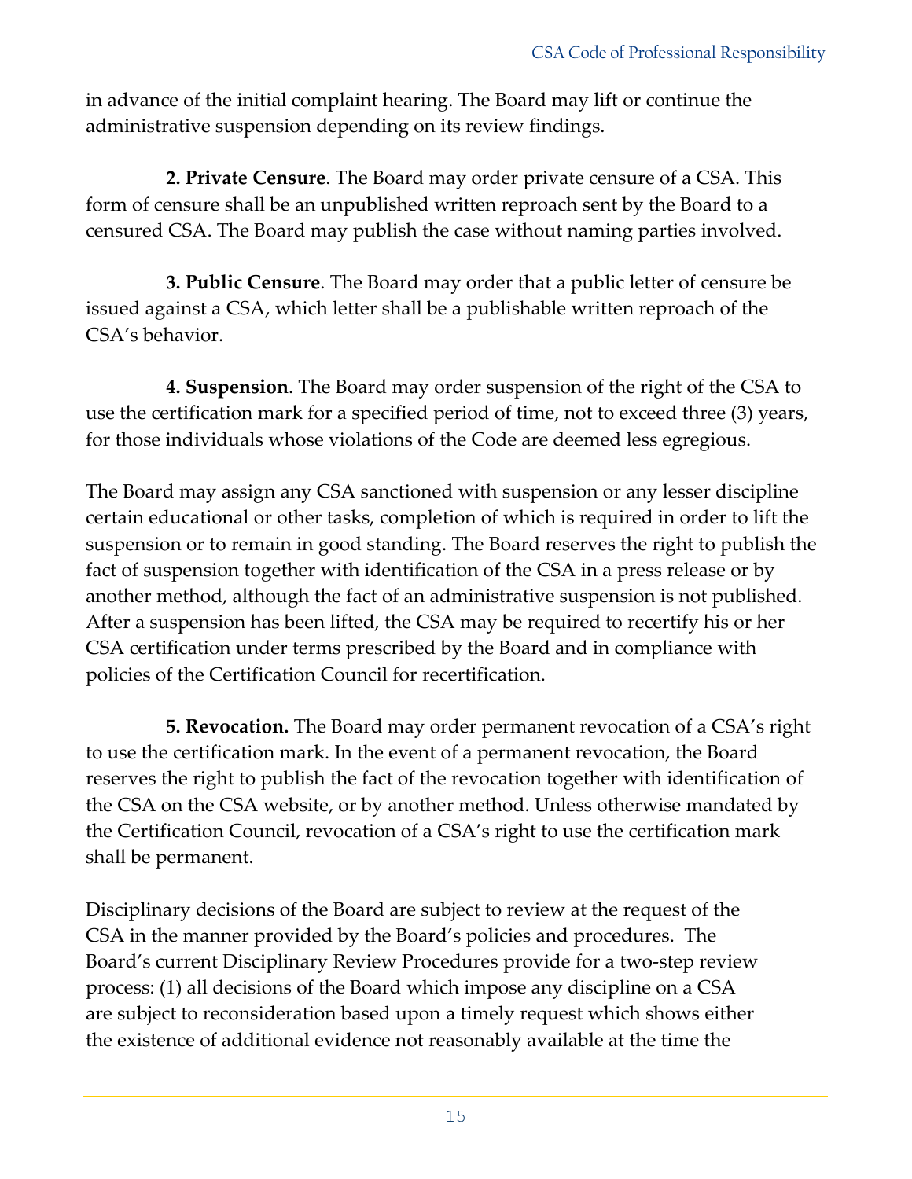in advance of the initial complaint hearing. The Board may lift or continue the administrative suspension depending on its review findings.

**2. Private Censure**. The Board may order private censure of a CSA. This form of censure shall be an unpublished written reproach sent by the Board to a censured CSA. The Board may publish the case without naming parties involved.

**3. Public Censure**. The Board may order that a public letter of censure be issued against a CSA, which letter shall be a publishable written reproach of the CSA's behavior.

**4. Suspension**. The Board may order suspension of the right of the CSA to use the certification mark for a specified period of time, not to exceed three (3) years, for those individuals whose violations of the Code are deemed less egregious.

The Board may assign any CSA sanctioned with suspension or any lesser discipline certain educational or other tasks, completion of which is required in order to lift the suspension or to remain in good standing. The Board reserves the right to publish the fact of suspension together with identification of the CSA in a press release or by another method, although the fact of an administrative suspension is not published. After a suspension has been lifted, the CSA may be required to recertify his or her CSA certification under terms prescribed by the Board and in compliance with policies of the Certification Council for recertification.

**5. Revocation.** The Board may order permanent revocation of a CSA's right to use the certification mark. In the event of a permanent revocation, the Board reserves the right to publish the fact of the revocation together with identification of the CSA on the CSA website, or by another method. Unless otherwise mandated by the Certification Council, revocation of a CSA's right to use the certification mark shall be permanent.

Disciplinary decisions of the Board are subject to review at the request of the CSA in the manner provided by the Board's policies and procedures. The Board's current Disciplinary Review Procedures provide for a two-step review process: (1) all decisions of the Board which impose any discipline on a CSA are subject to reconsideration based upon a timely request which shows either the existence of additional evidence not reasonably available at the time the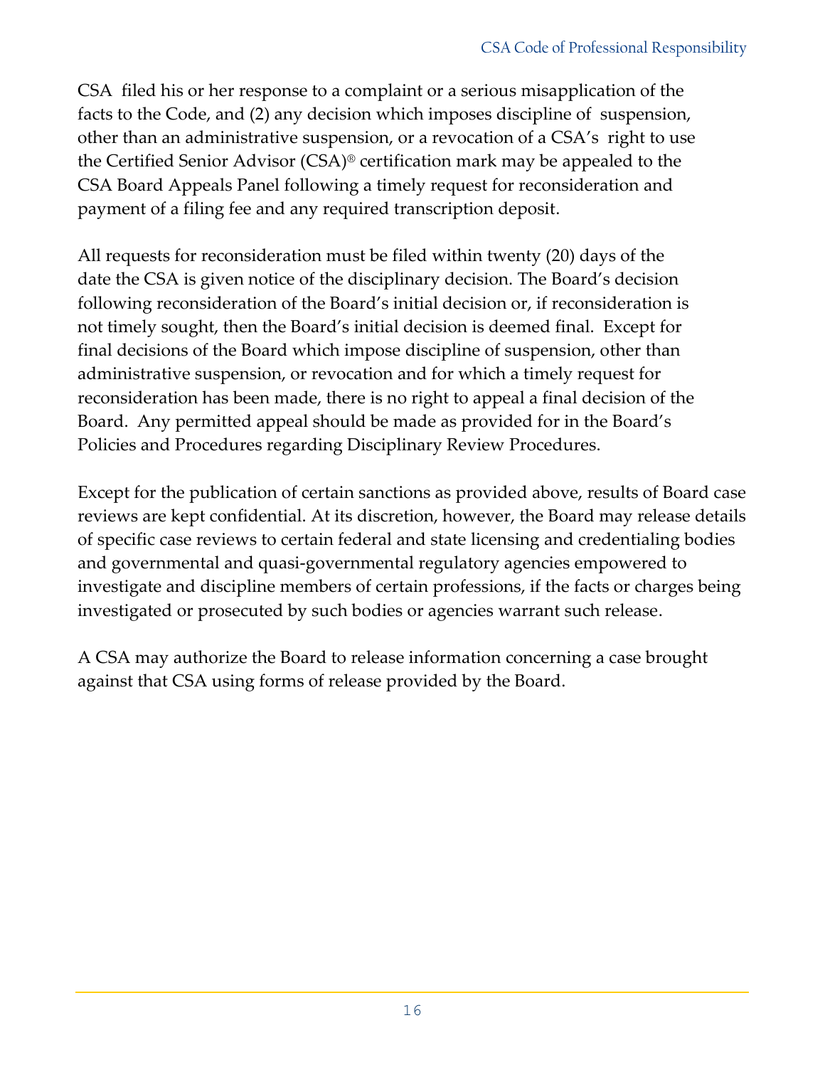CSA filed his or her response to a complaint or a serious misapplication of the facts to the Code, and (2) any decision which imposes discipline of suspension, other than an administrative suspension, or a revocation of a CSA's right to use the Certified Senior Advisor (CSA)® certification mark may be appealed to the CSA Board Appeals Panel following a timely request for reconsideration and payment of a filing fee and any required transcription deposit.

All requests for reconsideration must be filed within twenty (20) days of the date the CSA is given notice of the disciplinary decision. The Board's decision following reconsideration of the Board's initial decision or, if reconsideration is not timely sought, then the Board's initial decision is deemed final. Except for final decisions of the Board which impose discipline of suspension, other than administrative suspension, or revocation and for which a timely request for reconsideration has been made, there is no right to appeal a final decision of the Board. Any permitted appeal should be made as provided for in the Board's Policies and Procedures regarding Disciplinary Review Procedures.

Except for the publication of certain sanctions as provided above, results of Board case reviews are kept confidential. At its discretion, however, the Board may release details of specific case reviews to certain federal and state licensing and credentialing bodies and governmental and quasi-governmental regulatory agencies empowered to investigate and discipline members of certain professions, if the facts or charges being investigated or prosecuted by such bodies or agencies warrant such release.

A CSA may authorize the Board to release information concerning a case brought against that CSA using forms of release provided by the Board.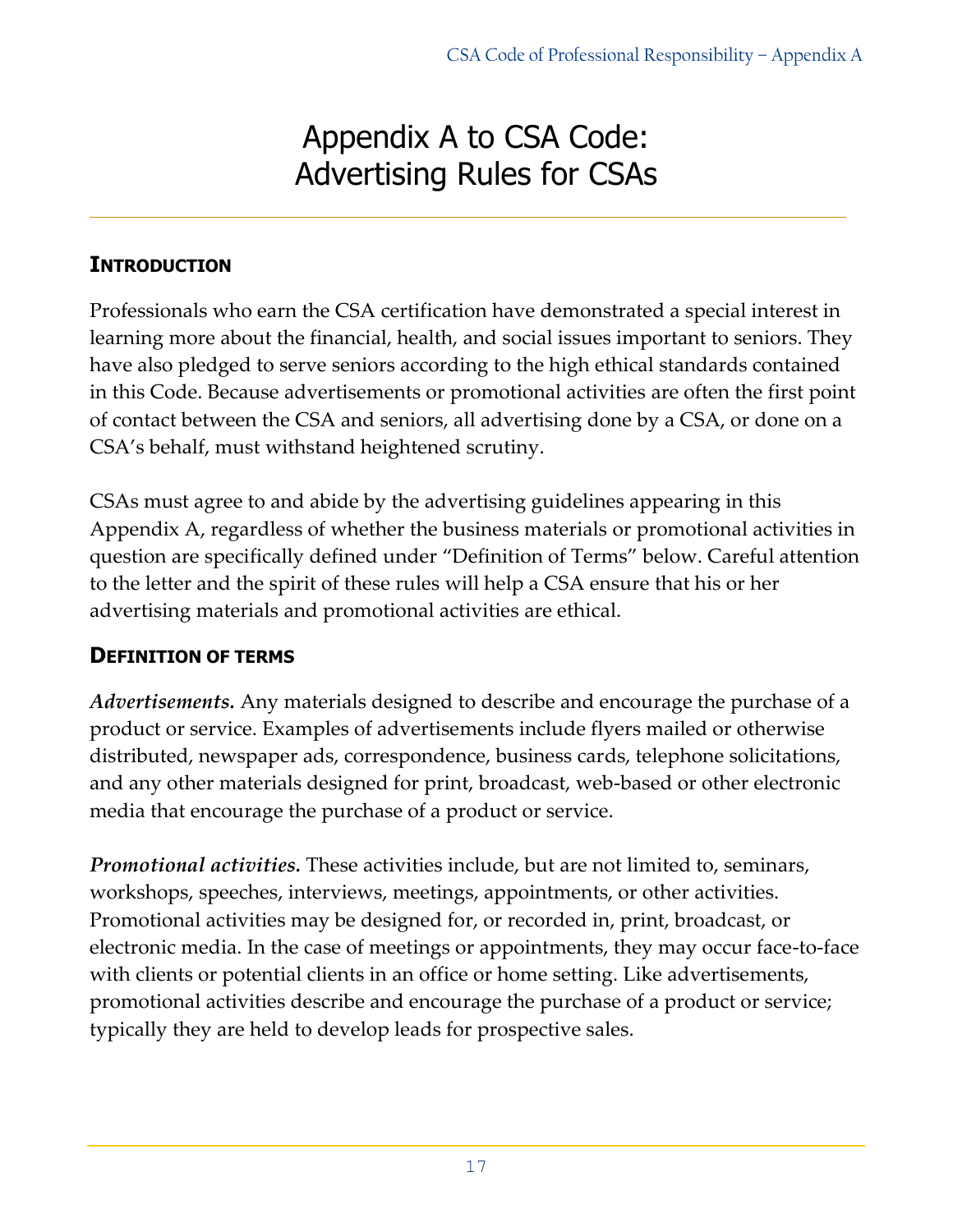# Appendix A to CSA Code: Advertising Rules for CSAs

## INTRODUCTION

Professionals who earn the CSA certification have demonstrated a special interest in learning more about the financial, health, and social issues important to seniors. They have also pledged to serve seniors according to the high ethical standards contained in this Code. Because advertisements or promotional activities are often the first point of contact between the CSA and seniors, all advertising done by a CSA, or done on a CSA's behalf, must withstand heightened scrutiny.

CSAs must agree to and abide by the advertising guidelines appearing in this Appendix A, regardless of whether the business materials or promotional activities in question are specifically defined under "Definition of Terms" below. Careful attention to the letter and the spirit of these rules will help a CSA ensure that his or her advertising materials and promotional activities are ethical.

## DEFINITION OF TERMS

***Advertisements.*** Any materials designed to describe and encourage the purchase of a product or service. Examples of advertisements include flyers mailed or otherwise distributed, newspaper ads, correspondence, business cards, telephone solicitations, and any other materials designed for print, broadcast, web-based or other electronic media that encourage the purchase of a product or service.

***Promotional activities.*** These activities include, but are not limited to, seminars, workshops, speeches, interviews, meetings, appointments, or other activities. Promotional activities may be designed for, or recorded in, print, broadcast, or electronic media. In the case of meetings or appointments, they may occur face-to-face with clients or potential clients in an office or home setting. Like advertisements, promotional activities describe and encourage the purchase of a product or service; typically they are held to develop leads for prospective sales.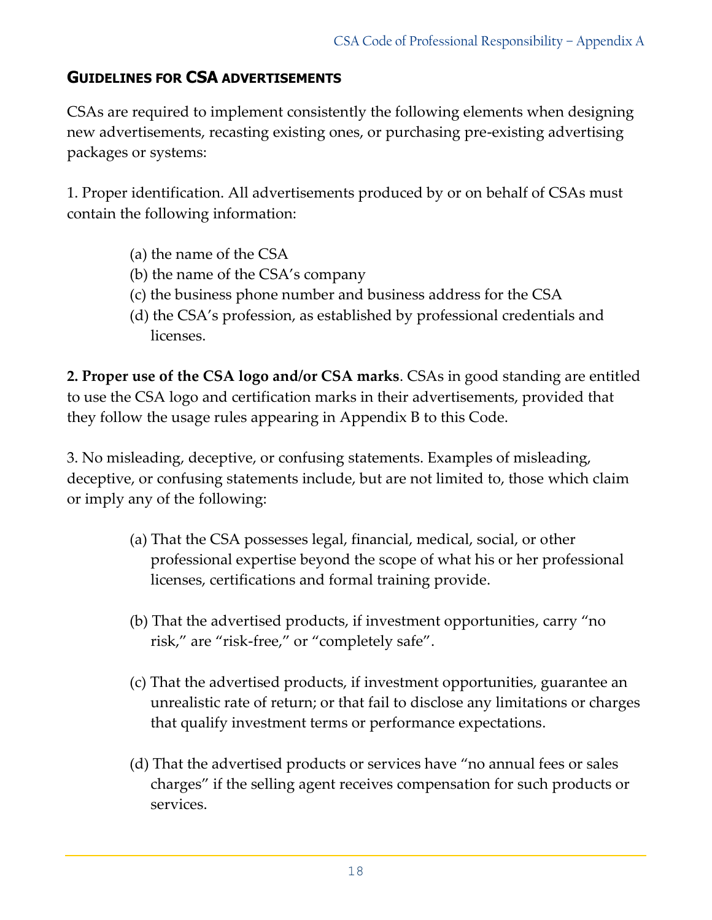## GUIDELINES FOR CSA ADVERTISEMENTS

CSAs are required to implement consistently the following elements when designing new advertisements, recasting existing ones, or purchasing pre-existing advertising packages or systems:

1. Proper identification. All advertisements produced by or on behalf of CSAs must contain the following information:

   (a) the name of the CSA
   (b) the name of the CSA's company
   (c) the business phone number and business address for the CSA
   (d) the CSA's profession, as established by professional credentials and licenses.

**2. Proper use of the CSA logo and/or CSA marks**. CSAs in good standing are entitled to use the CSA logo and certification marks in their advertisements, provided that they follow the usage rules appearing in Appendix B to this Code.

3. No misleading, deceptive, or confusing statements. Examples of misleading, deceptive, or confusing statements include, but are not limited to, those which claim or imply any of the following:

   (a) That the CSA possesses legal, financial, medical, social, or other professional expertise beyond the scope of what his or her professional licenses, certifications and formal training provide.

   (b) That the advertised products, if investment opportunities, carry "no risk," are "risk-free," or "completely safe".

   (c) That the advertised products, if investment opportunities, guarantee an unrealistic rate of return; or that fail to disclose any limitations or charges that qualify investment terms or performance expectations.

   (d) That the advertised products or services have "no annual fees or sales charges" if the selling agent receives compensation for such products or services.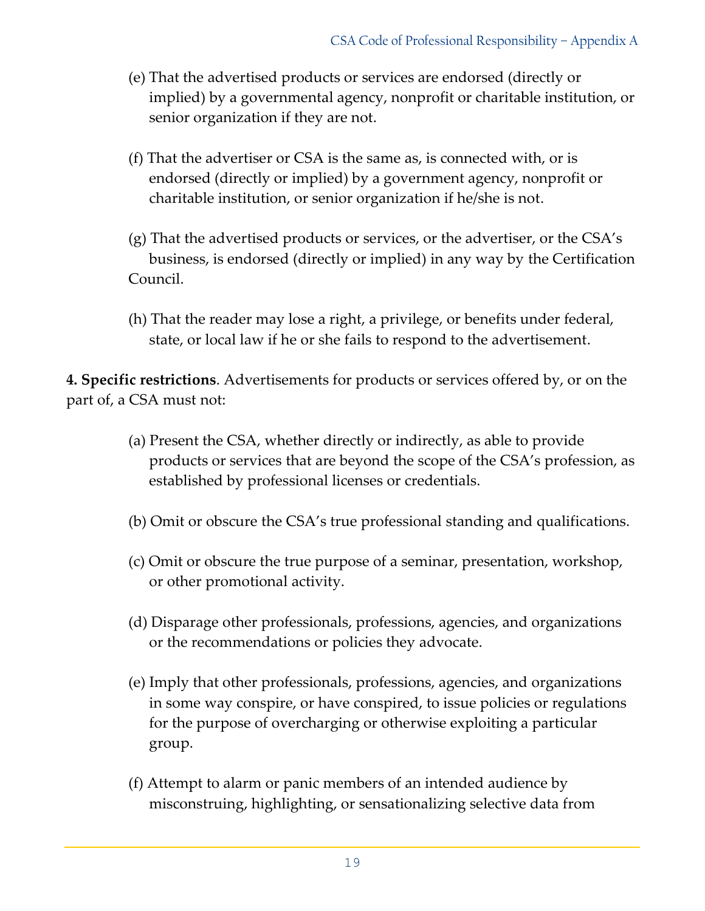(e) That the advertised products or services are endorsed (directly or implied) by a governmental agency, nonprofit or charitable institution, or senior organization if they are not.

(f) That the advertiser or CSA is the same as, is connected with, or is endorsed (directly or implied) by a government agency, nonprofit or charitable institution, or senior organization if he/she is not.

(g) That the advertised products or services, or the advertiser, or the CSA's business, is endorsed (directly or implied) in any way by the Certification Council.

(h) That the reader may lose a right, a privilege, or benefits under federal, state, or local law if he or she fails to respond to the advertisement.

**4. Specific restrictions**. Advertisements for products or services offered by, or on the part of, a CSA must not:

(a) Present the CSA, whether directly or indirectly, as able to provide products or services that are beyond the scope of the CSA's profession, as established by professional licenses or credentials.

(b) Omit or obscure the CSA's true professional standing and qualifications.

(c) Omit or obscure the true purpose of a seminar, presentation, workshop, or other promotional activity.

(d) Disparage other professionals, professions, agencies, and organizations or the recommendations or policies they advocate.

(e) Imply that other professionals, professions, agencies, and organizations in some way conspire, or have conspired, to issue policies or regulations for the purpose of overcharging or otherwise exploiting a particular group.

(f) Attempt to alarm or panic members of an intended audience by misconstruing, highlighting, or sensationalizing selective data from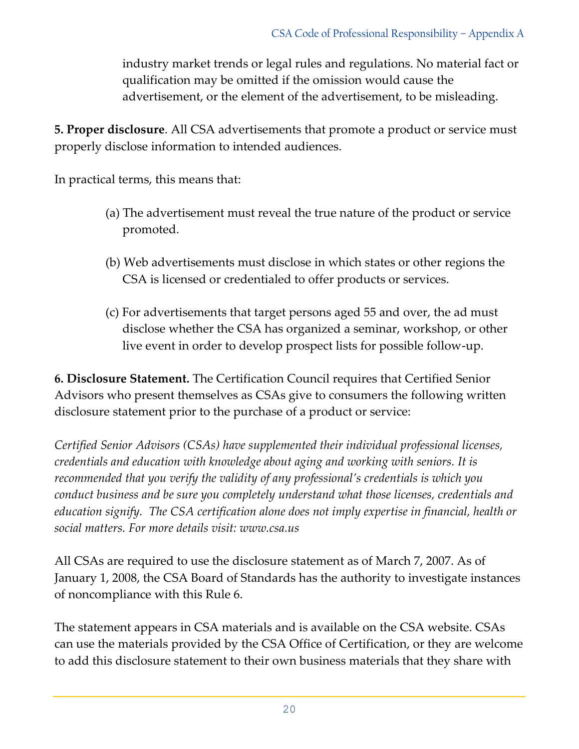industry market trends or legal rules and regulations. No material fact or qualification may be omitted if the omission would cause the advertisement, or the element of the advertisement, to be misleading.

**5. Proper disclosure**. All CSA advertisements that promote a product or service must properly disclose information to intended audiences.

In practical terms, this means that:

(a) The advertisement must reveal the true nature of the product or service promoted.

(b) Web advertisements must disclose in which states or other regions the CSA is licensed or credentialed to offer products or services.

(c) For advertisements that target persons aged 55 and over, the ad must disclose whether the CSA has organized a seminar, workshop, or other live event in order to develop prospect lists for possible follow-up.

**6. Disclosure Statement.** The Certification Council requires that Certified Senior Advisors who present themselves as CSAs give to consumers the following written disclosure statement prior to the purchase of a product or service:

*Certified Senior Advisors (CSAs) have supplemented their individual professional licenses, credentials and education with knowledge about aging and working with seniors. It is recommended that you verify the validity of any professional's credentials is which you conduct business and be sure you completely understand what those licenses, credentials and education signify. The CSA certification alone does not imply expertise in financial, health or social matters. For more details visit: www.csa.us*

All CSAs are required to use the disclosure statement as of March 7, 2007. As of January 1, 2008, the CSA Board of Standards has the authority to investigate instances of noncompliance with this Rule 6.

The statement appears in CSA materials and is available on the CSA website. CSAs can use the materials provided by the CSA Office of Certification, or they are welcome to add this disclosure statement to their own business materials that they share with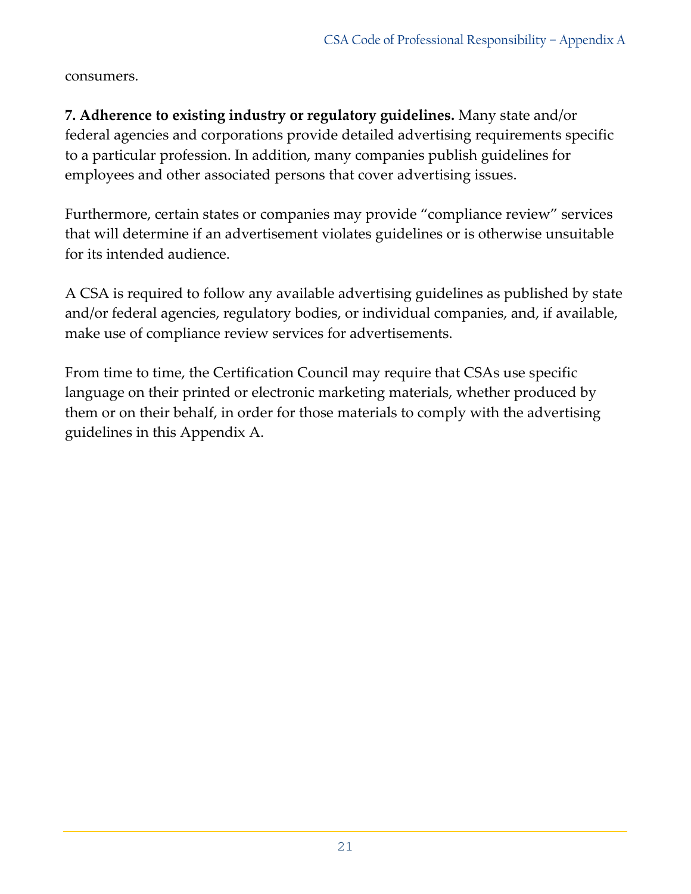consumers.

**7. Adherence to existing industry or regulatory guidelines.** Many state and/or federal agencies and corporations provide detailed advertising requirements specific to a particular profession. In addition, many companies publish guidelines for employees and other associated persons that cover advertising issues.

Furthermore, certain states or companies may provide "compliance review" services that will determine if an advertisement violates guidelines or is otherwise unsuitable for its intended audience.

A CSA is required to follow any available advertising guidelines as published by state and/or federal agencies, regulatory bodies, or individual companies, and, if available, make use of compliance review services for advertisements.

From time to time, the Certification Council may require that CSAs use specific language on their printed or electronic marketing materials, whether produced by them or on their behalf, in order for those materials to comply with the advertising guidelines in this Appendix A.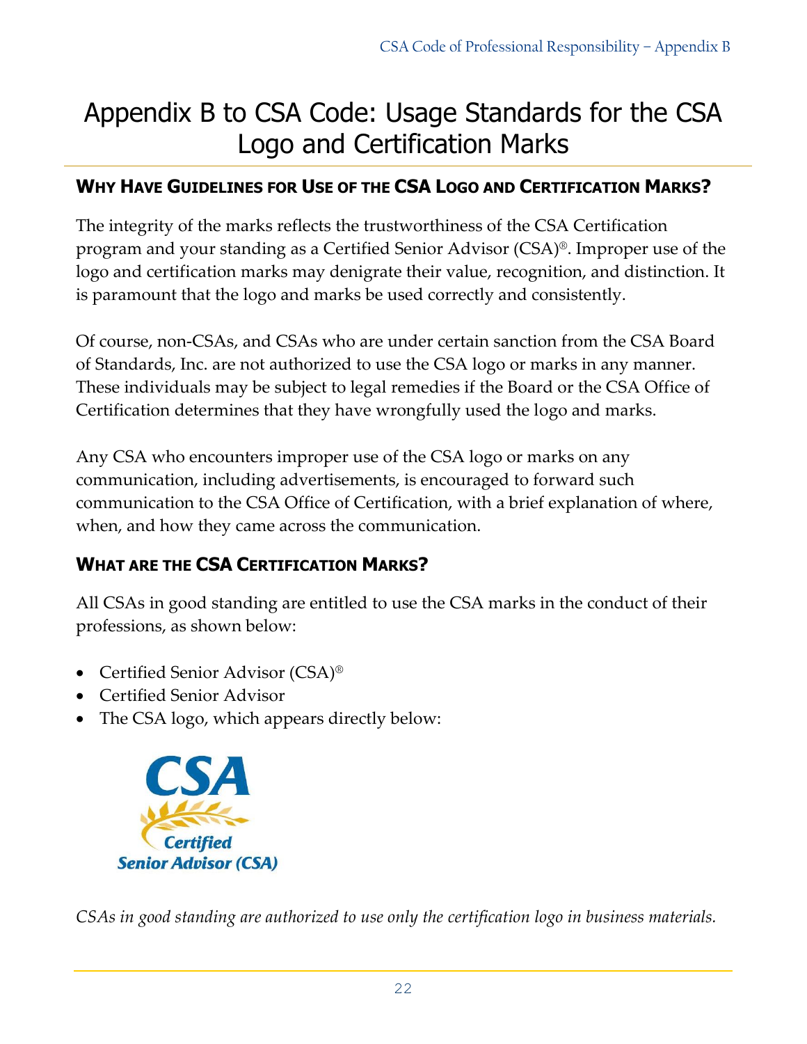# Appendix B to CSA Code: Usage Standards for the CSA Logo and Certification Marks

## WHY HAVE GUIDELINES FOR USE OF THE CSA LOGO AND CERTIFICATION MARKS?

The integrity of the marks reflects the trustworthiness of the CSA Certification program and your standing as a Certified Senior Advisor (CSA)®. Improper use of the logo and certification marks may denigrate their value, recognition, and distinction. It is paramount that the logo and marks be used correctly and consistently.

Of course, non-CSAs, and CSAs who are under certain sanction from the CSA Board of Standards, Inc. are not authorized to use the CSA logo or marks in any manner. These individuals may be subject to legal remedies if the Board or the CSA Office of Certification determines that they have wrongfully used the logo and marks.

Any CSA who encounters improper use of the CSA logo or marks on any communication, including advertisements, is encouraged to forward such communication to the CSA Office of Certification, with a brief explanation of where, when, and how they came across the communication.

## WHAT ARE THE CSA CERTIFICATION MARKS?

All CSAs in good standing are entitled to use the CSA marks in the conduct of their professions, as shown below:

- Certified Senior Advisor (CSA)®
- Certified Senior Advisor
- The CSA logo, which appears directly below:

CSA
Certified
Senior Advisor (CSA)

*CSAs in good standing are authorized to use only the certification logo in business materials.*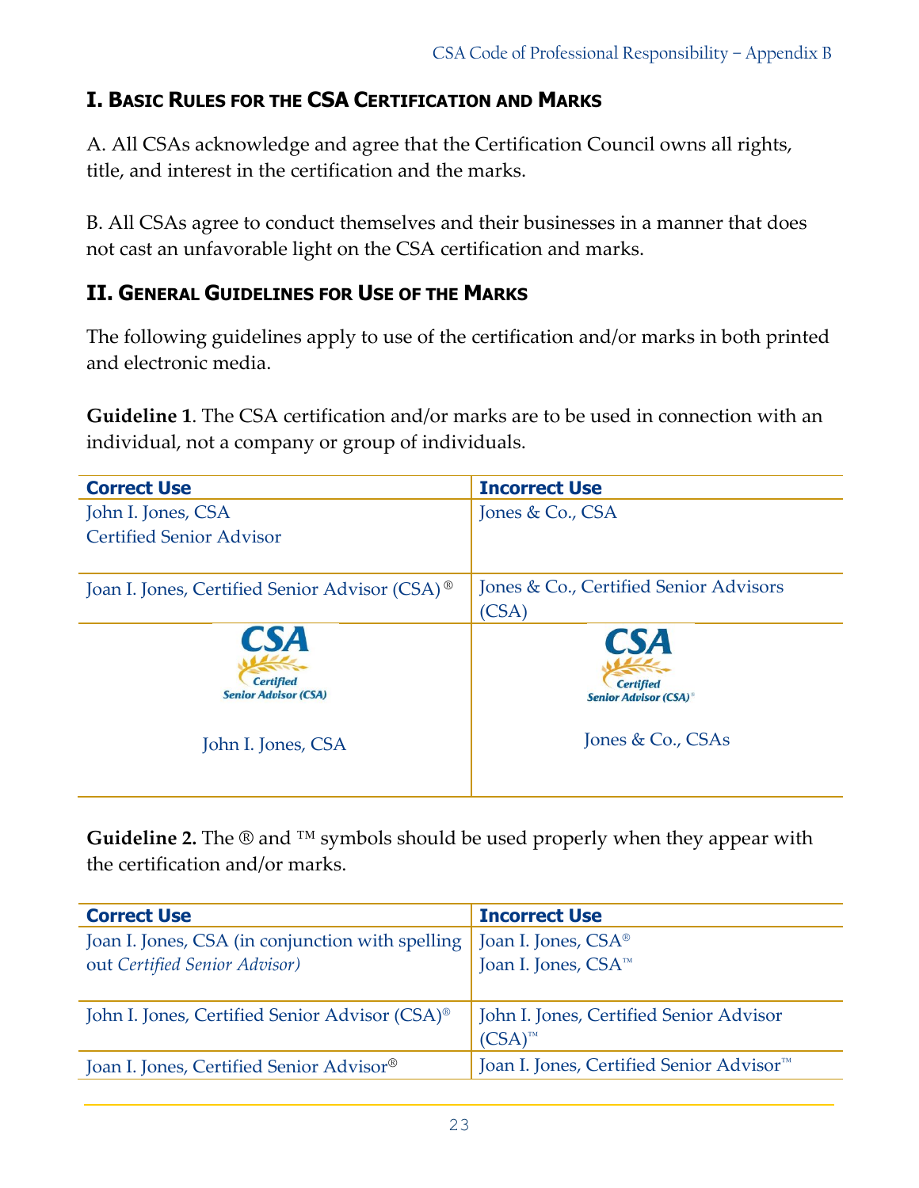## I. Basic Rules for the CSA Certification and Marks

A. All CSAs acknowledge and agree that the Certification Council owns all rights, title, and interest in the certification and the marks.

B. All CSAs agree to conduct themselves and their businesses in a manner that does not cast an unfavorable light on the CSA certification and marks.

## II. General Guidelines for Use of the Marks

The following guidelines apply to use of the certification and/or marks in both printed and electronic media.

**Guideline 1**. The CSA certification and/or marks are to be used in connection with an individual, not a company or group of individuals.

| Correct Use | Incorrect Use |
|---|---|
| John I. Jones, CSA<br>Certified Senior Advisor | Jones & Co., CSA |
| Joan I. Jones, Certified Senior Advisor (CSA)® | Jones & Co., Certified Senior Advisors (CSA) |
| CSA Certified Senior Advisor (CSA)<br><br>John I. Jones, CSA | CSA Certified Senior Advisor (CSA)®<br><br>Jones & Co., CSAs |

**Guideline 2.** The ® and ™ symbols should be used properly when they appear with the certification and/or marks.

| Correct Use | Incorrect Use |
|---|---|
| Joan I. Jones, CSA (in conjunction with spelling out *Certified Senior Advisor)* | Joan I. Jones, CSA®<br>Joan I. Jones, CSA™ |
| John I. Jones, Certified Senior Advisor (CSA)® | John I. Jones, Certified Senior Advisor (CSA)™ |
| Joan I. Jones, Certified Senior Advisor® | Joan I. Jones, Certified Senior Advisor™ |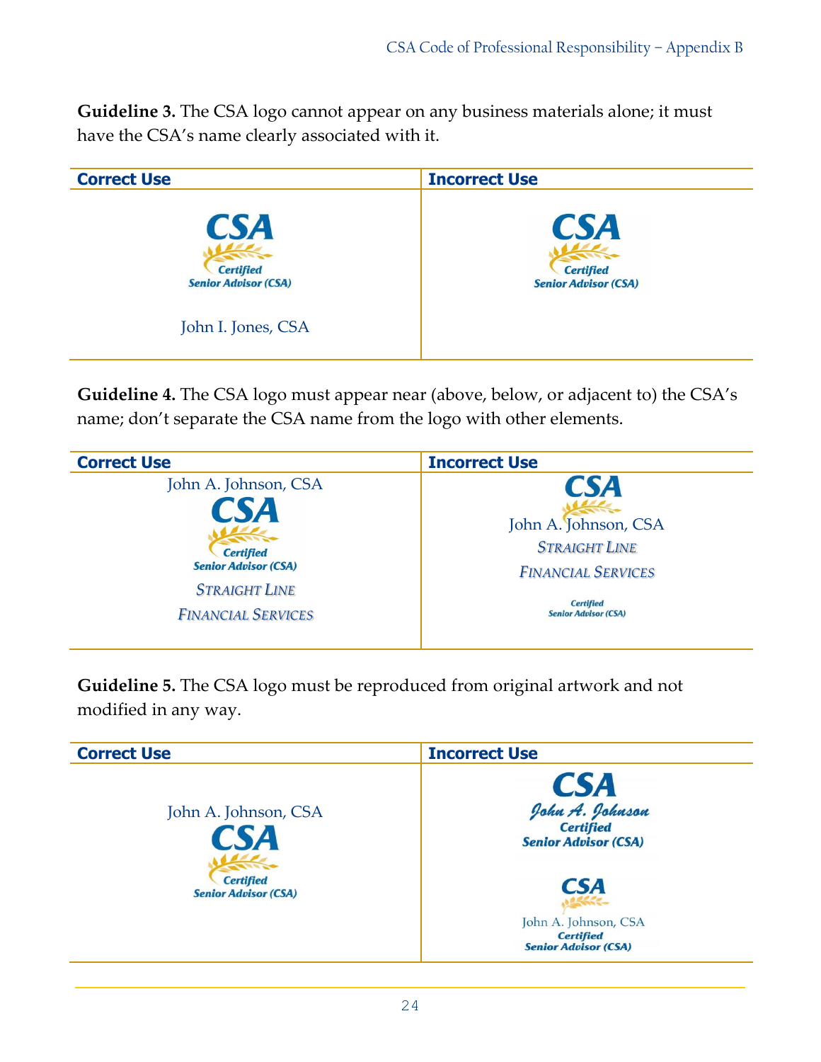**Guideline 3.** The CSA logo cannot appear on any business materials alone; it must have the CSA's name clearly associated with it.

| Correct Use | Incorrect Use |
|---|---|
| CSA Certified Senior Advisor (CSA)<br><br>John I. Jones, CSA | CSA Certified Senior Advisor (CSA) |

**Guideline 4.** The CSA logo must appear near (above, below, or adjacent to) the CSA's name; don't separate the CSA name from the logo with other elements.

| Correct Use | Incorrect Use |
|---|---|
| John A. Johnson, CSA<br>CSA Certified Senior Advisor (CSA)<br>STRAIGHT LINE FINANCIAL SERVICES | CSA<br>John A. Johnson, CSA<br>STRAIGHT LINE FINANCIAL SERVICES<br>Certified Senior Advisor (CSA) |

**Guideline 5.** The CSA logo must be reproduced from original artwork and not modified in any way.

| Correct Use | Incorrect Use |
|---|---|
| John A. Johnson, CSA<br>CSA Certified Senior Advisor (CSA) | CSA<br>John A. Johnson<br>Certified Senior Advisor (CSA)<br><br>CSA<br>John A. Johnson, CSA<br>Certified Senior Advisor (CSA) |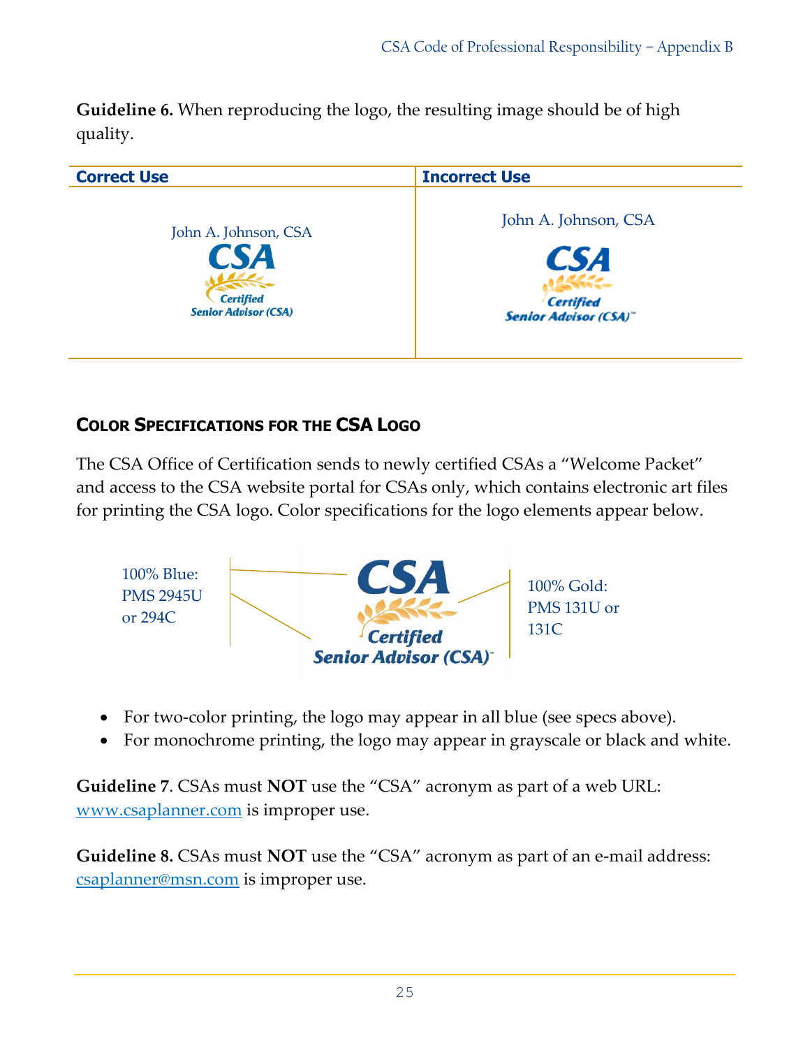**Guideline 6.** When reproducing the logo, the resulting image should be of high quality.

| Correct Use | Incorrect Use |
|---|---|
| John A. Johnson, CSA<br>CSA<br>Certified<br>Senior Advisor (CSA) | John A. Johnson, CSA<br>CSA<br>Certified<br>Senior Advisor (CSA)™ |

### COLOR SPECIFICATIONS FOR THE CSA LOGO

The CSA Office of Certification sends to newly certified CSAs a "Welcome Packet" and access to the CSA website portal for CSAs only, which contains electronic art files for printing the CSA logo. Color specifications for the logo elements appear below.

100% Blue: PMS 2945U or 294C

CSA
Certified
Senior Advisor (CSA)™

100% Gold: PMS 131U or 131C

- For two-color printing, the logo may appear in all blue (see specs above).
- For monochrome printing, the logo may appear in grayscale or black and white.

**Guideline 7**. CSAs must **NOT** use the "CSA" acronym as part of a web URL: www.csaplanner.com is improper use.

**Guideline 8.** CSAs must **NOT** use the "CSA" acronym as part of an e-mail address: csaplanner@msn.com is improper use.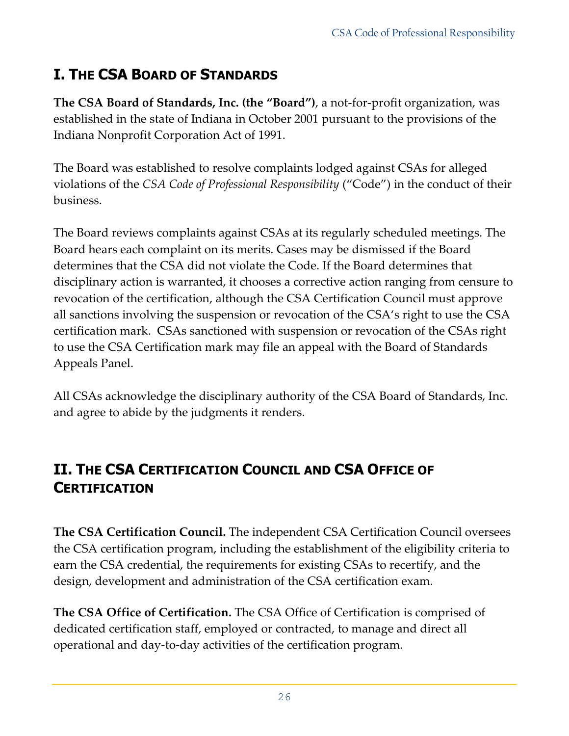## I. The CSA Board of Standards

**The CSA Board of Standards, Inc. (the "Board")**, a not-for-profit organization, was established in the state of Indiana in October 2001 pursuant to the provisions of the Indiana Nonprofit Corporation Act of 1991.

The Board was established to resolve complaints lodged against CSAs for alleged violations of the *CSA Code of Professional Responsibility* ("Code") in the conduct of their business.

The Board reviews complaints against CSAs at its regularly scheduled meetings. The Board hears each complaint on its merits. Cases may be dismissed if the Board determines that the CSA did not violate the Code. If the Board determines that disciplinary action is warranted, it chooses a corrective action ranging from censure to revocation of the certification, although the CSA Certification Council must approve all sanctions involving the suspension or revocation of the CSA's right to use the CSA certification mark. CSAs sanctioned with suspension or revocation of the CSAs right to use the CSA Certification mark may file an appeal with the Board of Standards Appeals Panel.

All CSAs acknowledge the disciplinary authority of the CSA Board of Standards, Inc. and agree to abide by the judgments it renders.

## II. The CSA Certification Council and CSA Office of Certification

**The CSA Certification Council.** The independent CSA Certification Council oversees the CSA certification program, including the establishment of the eligibility criteria to earn the CSA credential, the requirements for existing CSAs to recertify, and the design, development and administration of the CSA certification exam.

**The CSA Office of Certification.** The CSA Office of Certification is comprised of dedicated certification staff, employed or contracted, to manage and direct all operational and day-to-day activities of the certification program.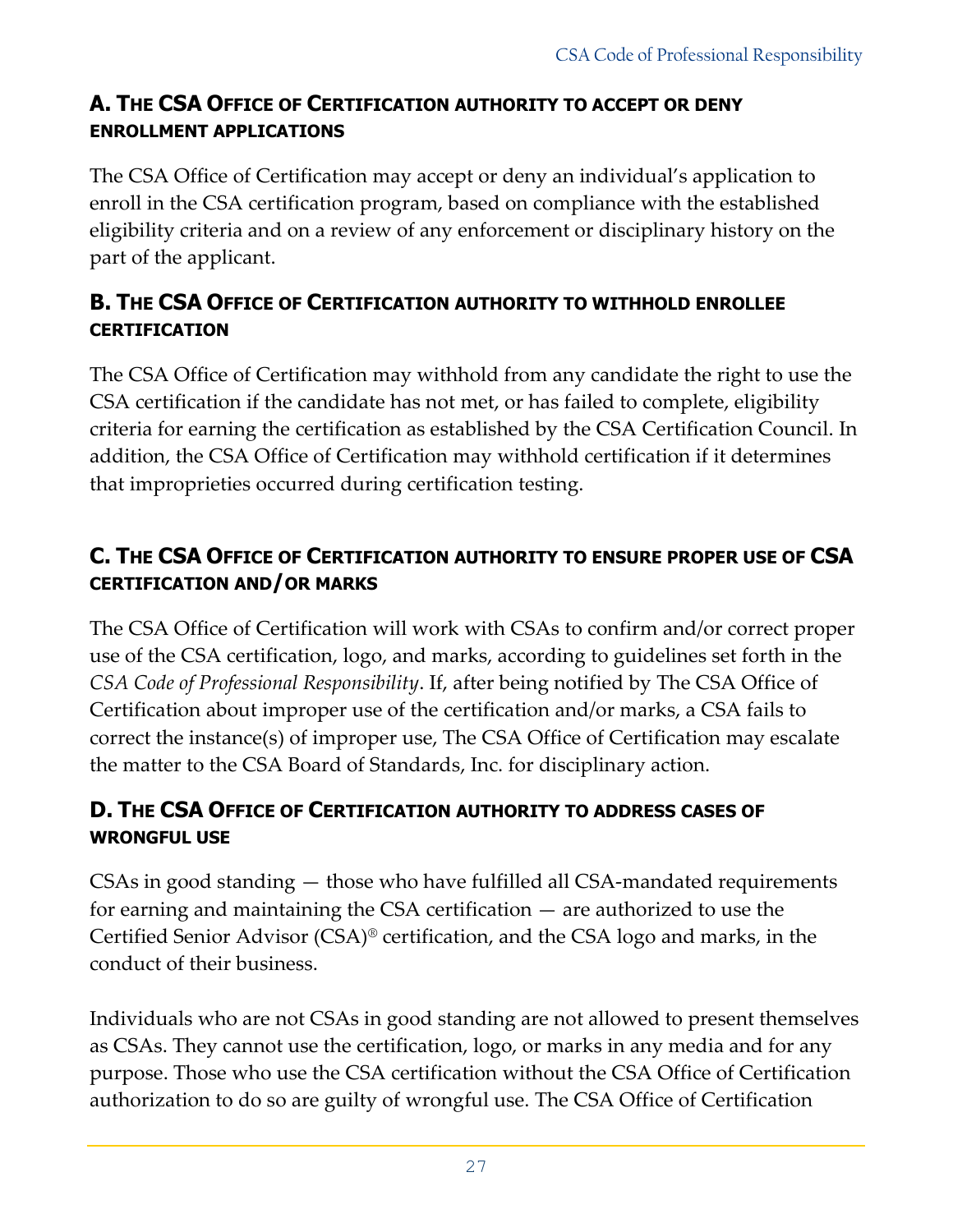### A. The CSA Office of Certification authority to accept or deny enrollment applications

The CSA Office of Certification may accept or deny an individual's application to enroll in the CSA certification program, based on compliance with the established eligibility criteria and on a review of any enforcement or disciplinary history on the part of the applicant.

### B. The CSA Office of Certification authority to withhold enrollee certification

The CSA Office of Certification may withhold from any candidate the right to use the CSA certification if the candidate has not met, or has failed to complete, eligibility criteria for earning the certification as established by the CSA Certification Council. In addition, the CSA Office of Certification may withhold certification if it determines that improprieties occurred during certification testing.

### C. The CSA Office of Certification authority to ensure proper use of CSA certification and/or marks

The CSA Office of Certification will work with CSAs to confirm and/or correct proper use of the CSA certification, logo, and marks, according to guidelines set forth in the *CSA Code of Professional Responsibility*. If, after being notified by The CSA Office of Certification about improper use of the certification and/or marks, a CSA fails to correct the instance(s) of improper use, The CSA Office of Certification may escalate the matter to the CSA Board of Standards, Inc. for disciplinary action.

### D. The CSA Office of Certification authority to address cases of wrongful use

CSAs in good standing — those who have fulfilled all CSA-mandated requirements for earning and maintaining the CSA certification — are authorized to use the Certified Senior Advisor (CSA)® certification, and the CSA logo and marks, in the conduct of their business.

Individuals who are not CSAs in good standing are not allowed to present themselves as CSAs. They cannot use the certification, logo, or marks in any media and for any purpose. Those who use the CSA certification without the CSA Office of Certification authorization to do so are guilty of wrongful use. The CSA Office of Certification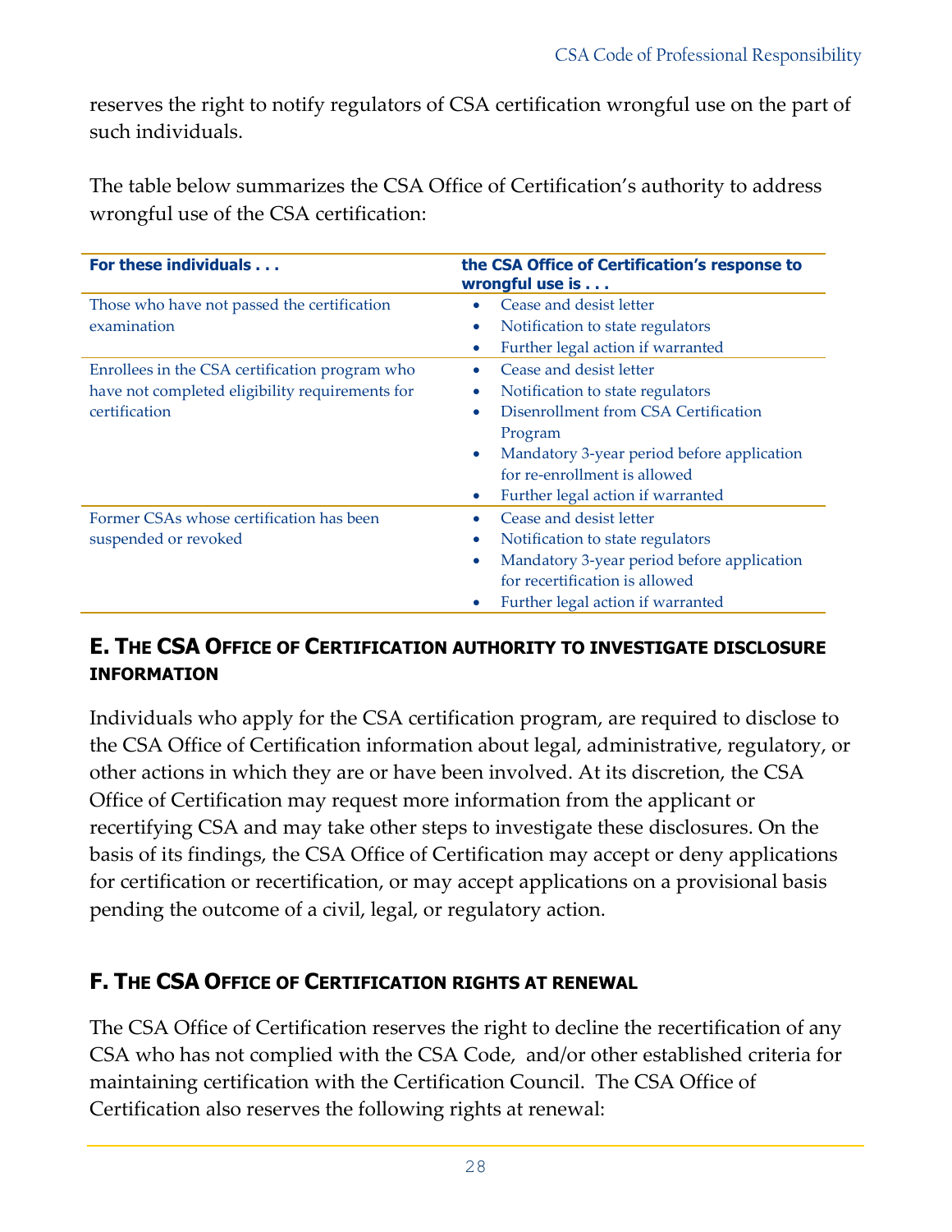reserves the right to notify regulators of CSA certification wrongful use on the part of such individuals.

The table below summarizes the CSA Office of Certification's authority to address wrongful use of the CSA certification:

| For these individuals . . . | the CSA Office of Certification's response to wrongful use is . . . |
|---|---|
| Those who have not passed the certification examination | • Cease and desist letter<br>• Notification to state regulators<br>• Further legal action if warranted |
| Enrollees in the CSA certification program who have not completed eligibility requirements for certification | • Cease and desist letter<br>• Notification to state regulators<br>• Disenrollment from CSA Certification Program<br>• Mandatory 3-year period before application for re-enrollment is allowed<br>• Further legal action if warranted |
| Former CSAs whose certification has been suspended or revoked | • Cease and desist letter<br>• Notification to state regulators<br>• Mandatory 3-year period before application for recertification is allowed<br>• Further legal action if warranted |

## E. The CSA Office of Certification authority to investigate disclosure information

Individuals who apply for the CSA certification program, are required to disclose to the CSA Office of Certification information about legal, administrative, regulatory, or other actions in which they are or have been involved. At its discretion, the CSA Office of Certification may request more information from the applicant or recertifying CSA and may take other steps to investigate these disclosures. On the basis of its findings, the CSA Office of Certification may accept or deny applications for certification or recertification, or may accept applications on a provisional basis pending the outcome of a civil, legal, or regulatory action.

## F. The CSA Office of Certification rights at renewal

The CSA Office of Certification reserves the right to decline the recertification of any CSA who has not complied with the CSA Code, and/or other established criteria for maintaining certification with the Certification Council. The CSA Office of Certification also reserves the following rights at renewal: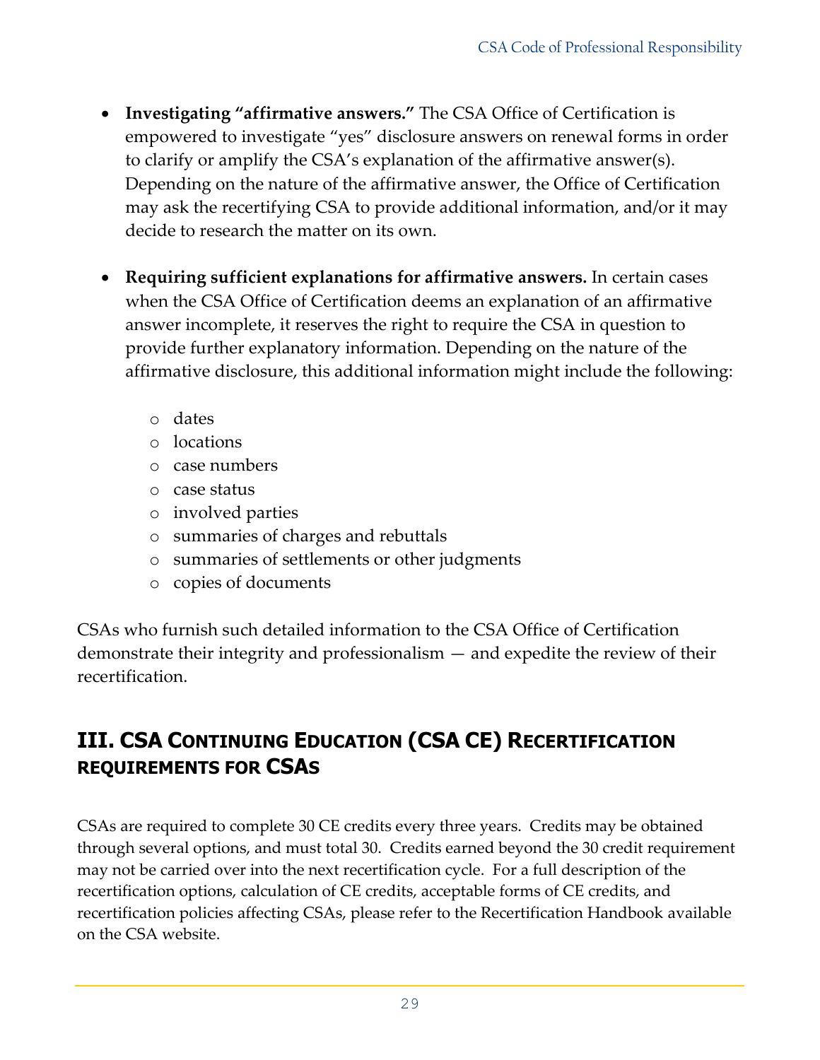- **Investigating "affirmative answers."** The CSA Office of Certification is empowered to investigate "yes" disclosure answers on renewal forms in order to clarify or amplify the CSA's explanation of the affirmative answer(s). Depending on the nature of the affirmative answer, the Office of Certification may ask the recertifying CSA to provide additional information, and/or it may decide to research the matter on its own.

- **Requiring sufficient explanations for affirmative answers.** In certain cases when the CSA Office of Certification deems an explanation of an affirmative answer incomplete, it reserves the right to require the CSA in question to provide further explanatory information. Depending on the nature of the affirmative disclosure, this additional information might include the following:

    - dates
    - locations
    - case numbers
    - case status
    - involved parties
    - summaries of charges and rebuttals
    - summaries of settlements or other judgments
    - copies of documents

CSAs who furnish such detailed information to the CSA Office of Certification demonstrate their integrity and professionalism — and expedite the review of their recertification.

## III. CSA Continuing Education (CSA CE) Recertification Requirements for CSAs

CSAs are required to complete 30 CE credits every three years. Credits may be obtained through several options, and must total 30. Credits earned beyond the 30 credit requirement may not be carried over into the next recertification cycle. For a full description of the recertification options, calculation of CE credits, acceptable forms of CE credits, and recertification policies affecting CSAs, please refer to the Recertification Handbook available on the CSA website.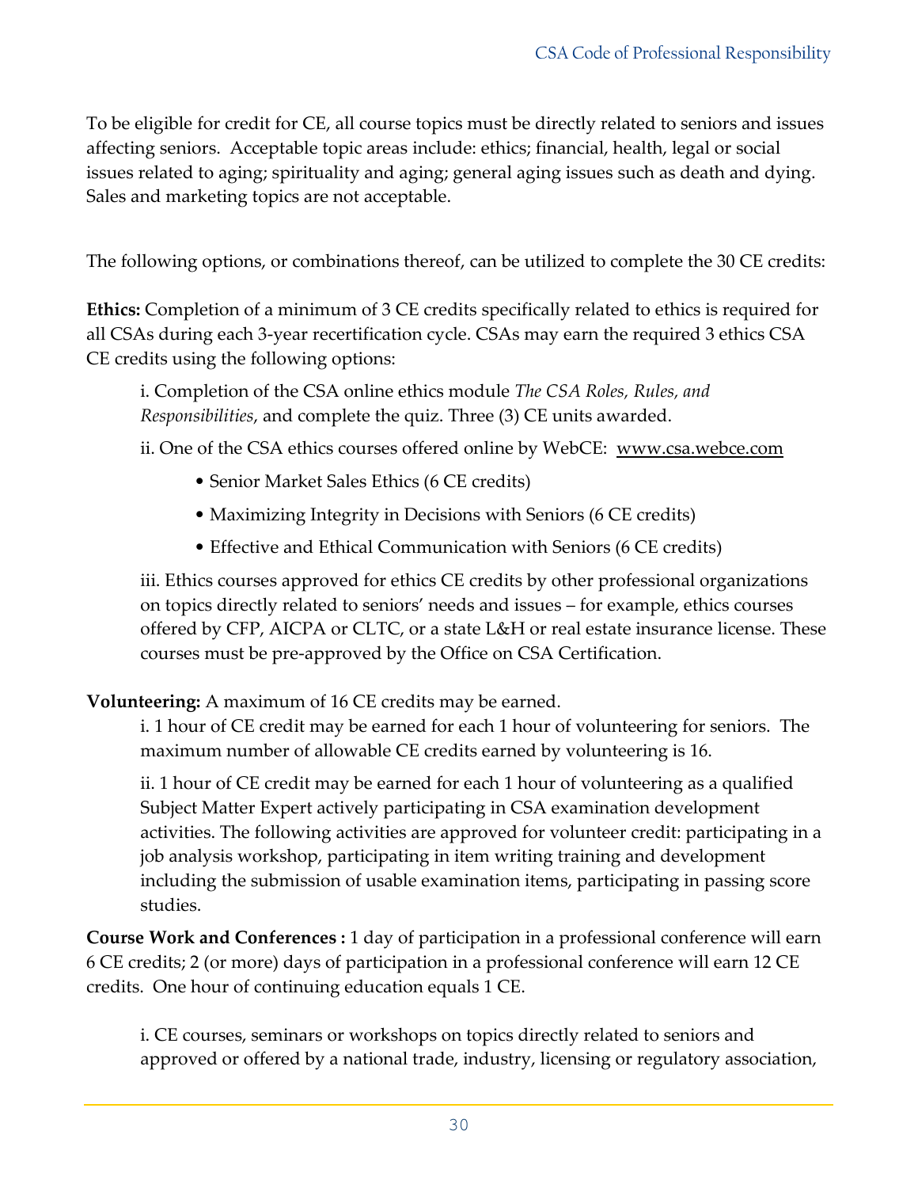To be eligible for credit for CE, all course topics must be directly related to seniors and issues affecting seniors. Acceptable topic areas include: ethics; financial, health, legal or social issues related to aging; spirituality and aging; general aging issues such as death and dying. Sales and marketing topics are not acceptable.

The following options, or combinations thereof, can be utilized to complete the 30 CE credits:

**Ethics:** Completion of a minimum of 3 CE credits specifically related to ethics is required for all CSAs during each 3-year recertification cycle. CSAs may earn the required 3 ethics CSA CE credits using the following options:

> i. Completion of the CSA online ethics module *The CSA Roles, Rules, and Responsibilities*, and complete the quiz. Three (3) CE units awarded.
>
> ii. One of the CSA ethics courses offered online by WebCE: www.csa.webce.com
>
> - Senior Market Sales Ethics (6 CE credits)
> - Maximizing Integrity in Decisions with Seniors (6 CE credits)
> - Effective and Ethical Communication with Seniors (6 CE credits)
>
> iii. Ethics courses approved for ethics CE credits by other professional organizations on topics directly related to seniors' needs and issues – for example, ethics courses offered by CFP, AICPA or CLTC, or a state L&H or real estate insurance license. These courses must be pre-approved by the Office on CSA Certification.

**Volunteering:** A maximum of 16 CE credits may be earned.

> i. 1 hour of CE credit may be earned for each 1 hour of volunteering for seniors. The maximum number of allowable CE credits earned by volunteering is 16.
>
> ii. 1 hour of CE credit may be earned for each 1 hour of volunteering as a qualified Subject Matter Expert actively participating in CSA examination development activities. The following activities are approved for volunteer credit: participating in a job analysis workshop, participating in item writing training and development including the submission of usable examination items, participating in passing score studies.

**Course Work and Conferences :** 1 day of participation in a professional conference will earn 6 CE credits; 2 (or more) days of participation in a professional conference will earn 12 CE credits. One hour of continuing education equals 1 CE.

> i. CE courses, seminars or workshops on topics directly related to seniors and approved or offered by a national trade, industry, licensing or regulatory association,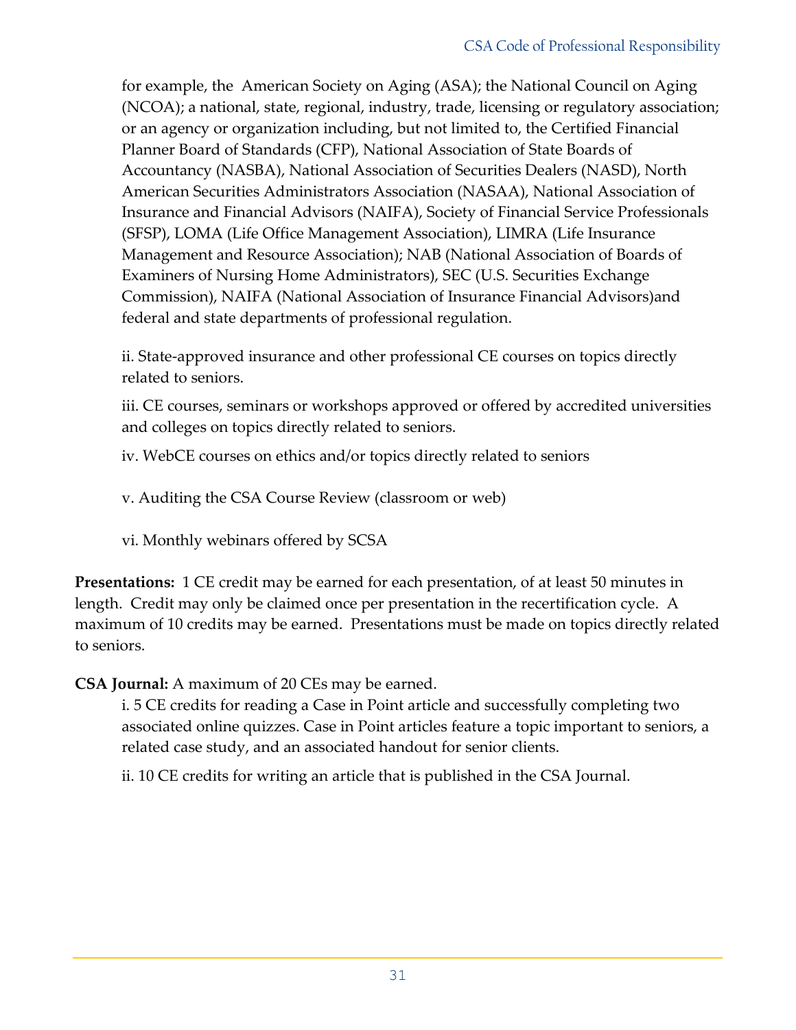for example, the American Society on Aging (ASA); the National Council on Aging (NCOA); a national, state, regional, industry, trade, licensing or regulatory association; or an agency or organization including, but not limited to, the Certified Financial Planner Board of Standards (CFP), National Association of State Boards of Accountancy (NASBA), National Association of Securities Dealers (NASD), North American Securities Administrators Association (NASAA), National Association of Insurance and Financial Advisors (NAIFA), Society of Financial Service Professionals (SFSP), LOMA (Life Office Management Association), LIMRA (Life Insurance Management and Resource Association); NAB (National Association of Boards of Examiners of Nursing Home Administrators), SEC (U.S. Securities Exchange Commission), NAIFA (National Association of Insurance Financial Advisors)and federal and state departments of professional regulation.

ii. State-approved insurance and other professional CE courses on topics directly related to seniors.

iii. CE courses, seminars or workshops approved or offered by accredited universities and colleges on topics directly related to seniors.

iv. WebCE courses on ethics and/or topics directly related to seniors

v. Auditing the CSA Course Review (classroom or web)

vi. Monthly webinars offered by SCSA

**Presentations:** 1 CE credit may be earned for each presentation, of at least 50 minutes in length. Credit may only be claimed once per presentation in the recertification cycle. A maximum of 10 credits may be earned. Presentations must be made on topics directly related to seniors.

**CSA Journal:** A maximum of 20 CEs may be earned.

i. 5 CE credits for reading a Case in Point article and successfully completing two associated online quizzes. Case in Point articles feature a topic important to seniors, a related case study, and an associated handout for senior clients.

ii. 10 CE credits for writing an article that is published in the CSA Journal.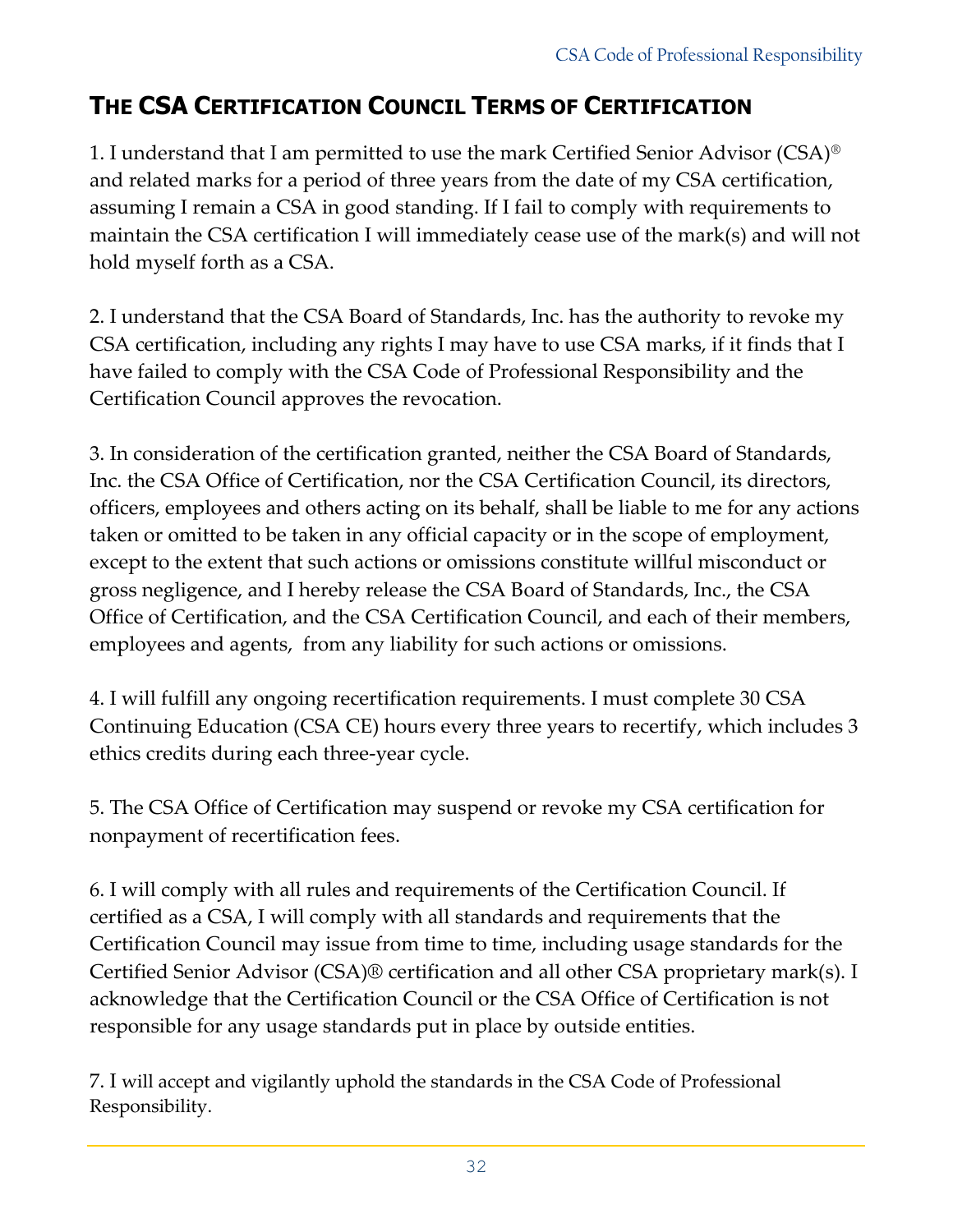## THE CSA CERTIFICATION COUNCIL TERMS OF CERTIFICATION

1. I understand that I am permitted to use the mark Certified Senior Advisor (CSA)® and related marks for a period of three years from the date of my CSA certification, assuming I remain a CSA in good standing. If I fail to comply with requirements to maintain the CSA certification I will immediately cease use of the mark(s) and will not hold myself forth as a CSA.

2. I understand that the CSA Board of Standards, Inc. has the authority to revoke my CSA certification, including any rights I may have to use CSA marks, if it finds that I have failed to comply with the CSA Code of Professional Responsibility and the Certification Council approves the revocation.

3. In consideration of the certification granted, neither the CSA Board of Standards, Inc. the CSA Office of Certification, nor the CSA Certification Council, its directors, officers, employees and others acting on its behalf, shall be liable to me for any actions taken or omitted to be taken in any official capacity or in the scope of employment, except to the extent that such actions or omissions constitute willful misconduct or gross negligence, and I hereby release the CSA Board of Standards, Inc., the CSA Office of Certification, and the CSA Certification Council, and each of their members, employees and agents, from any liability for such actions or omissions.

4. I will fulfill any ongoing recertification requirements. I must complete 30 CSA Continuing Education (CSA CE) hours every three years to recertify, which includes 3 ethics credits during each three-year cycle.

5. The CSA Office of Certification may suspend or revoke my CSA certification for nonpayment of recertification fees.

6. I will comply with all rules and requirements of the Certification Council. If certified as a CSA, I will comply with all standards and requirements that the Certification Council may issue from time to time, including usage standards for the Certified Senior Advisor (CSA)® certification and all other CSA proprietary mark(s). I acknowledge that the Certification Council or the CSA Office of Certification is not responsible for any usage standards put in place by outside entities.

7. I will accept and vigilantly uphold the standards in the CSA Code of Professional Responsibility.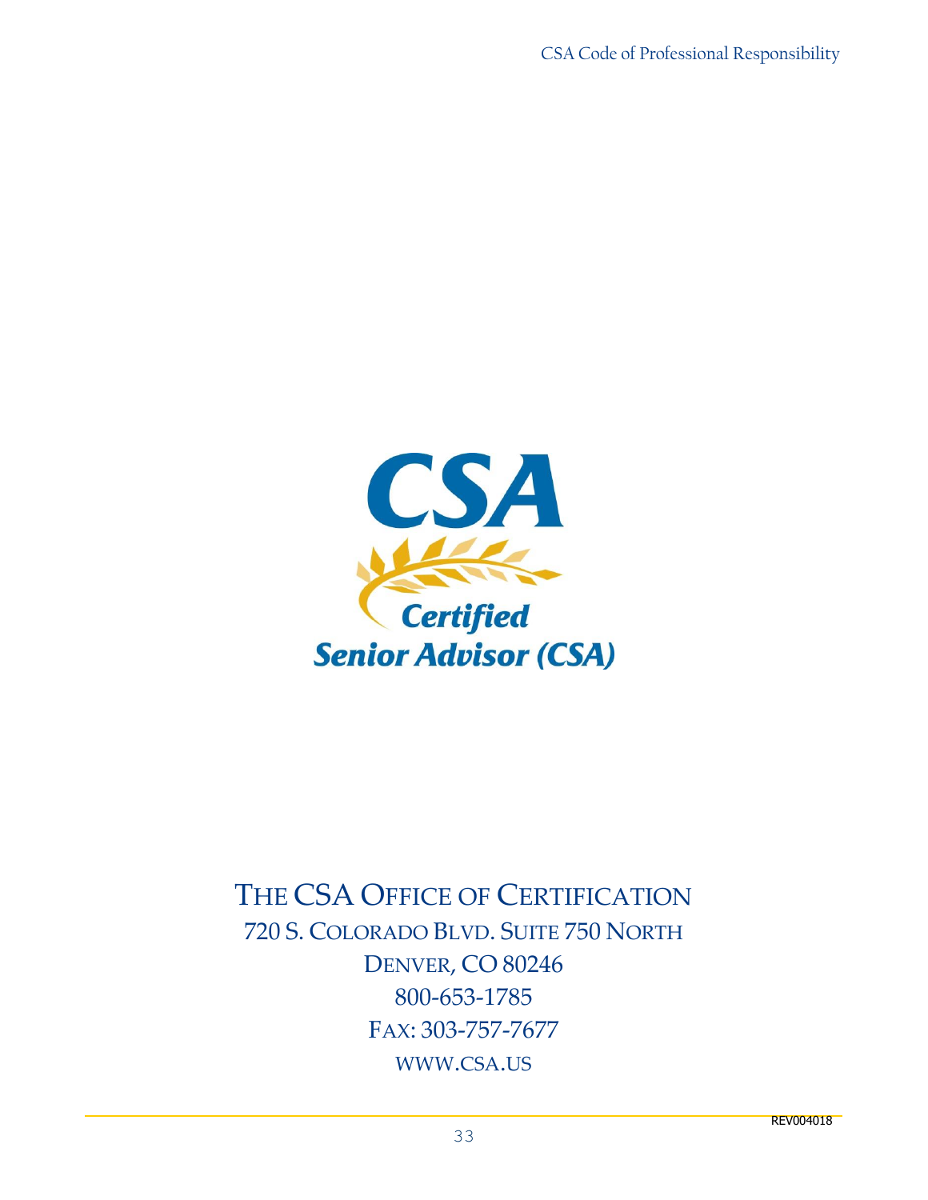CSA

Certified Senior Advisor (CSA)

THE CSA OFFICE OF CERTIFICATION

720 S. COLORADO BLVD. SUITE 750 NORTH

DENVER, CO 80246

800-653-1785

FAX: 303-757-7677

WWW.CSA.US

REV004018